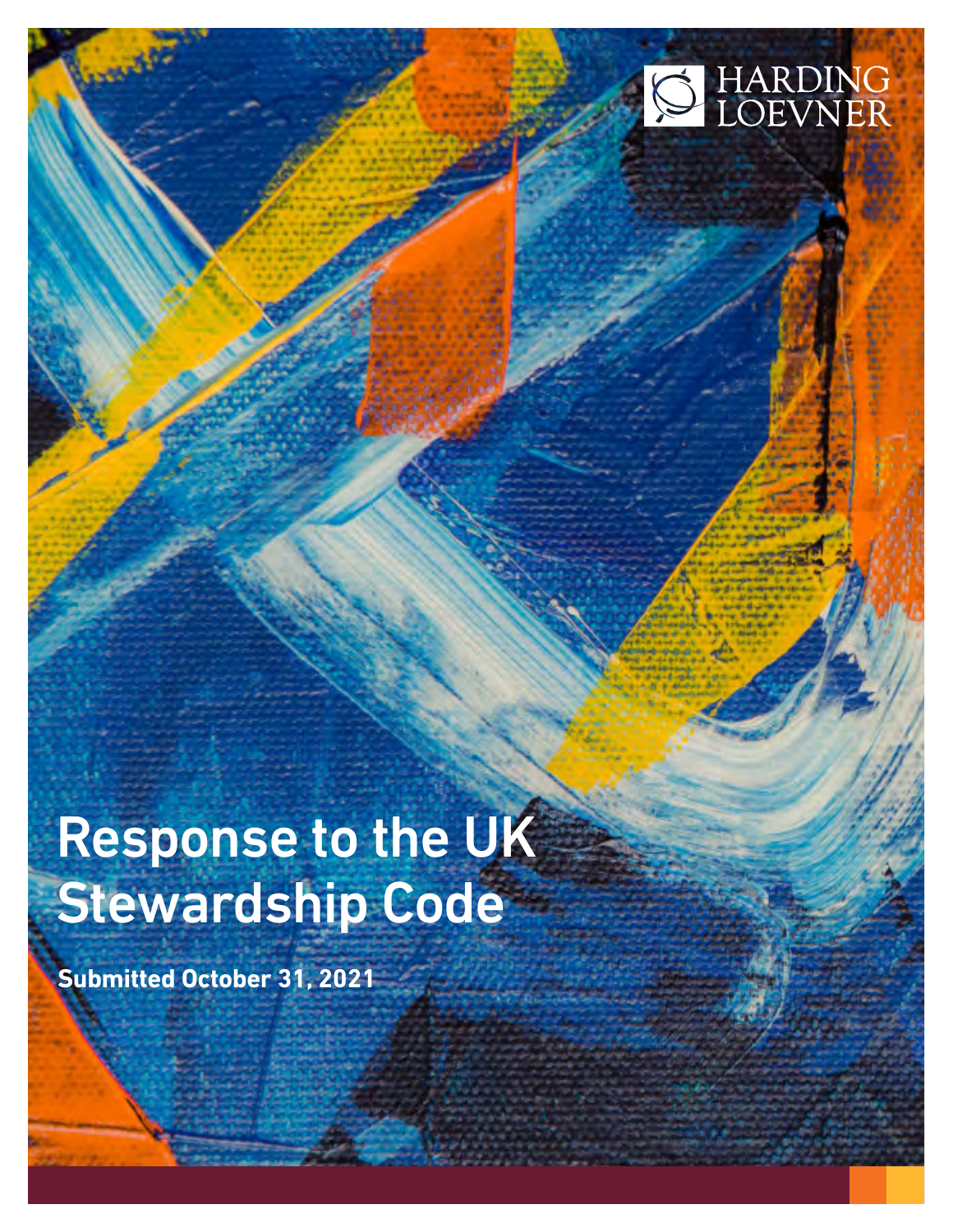HARDING LOEVNER

# Response to the UK Stewardship Code

**Submitted October 31, 2021**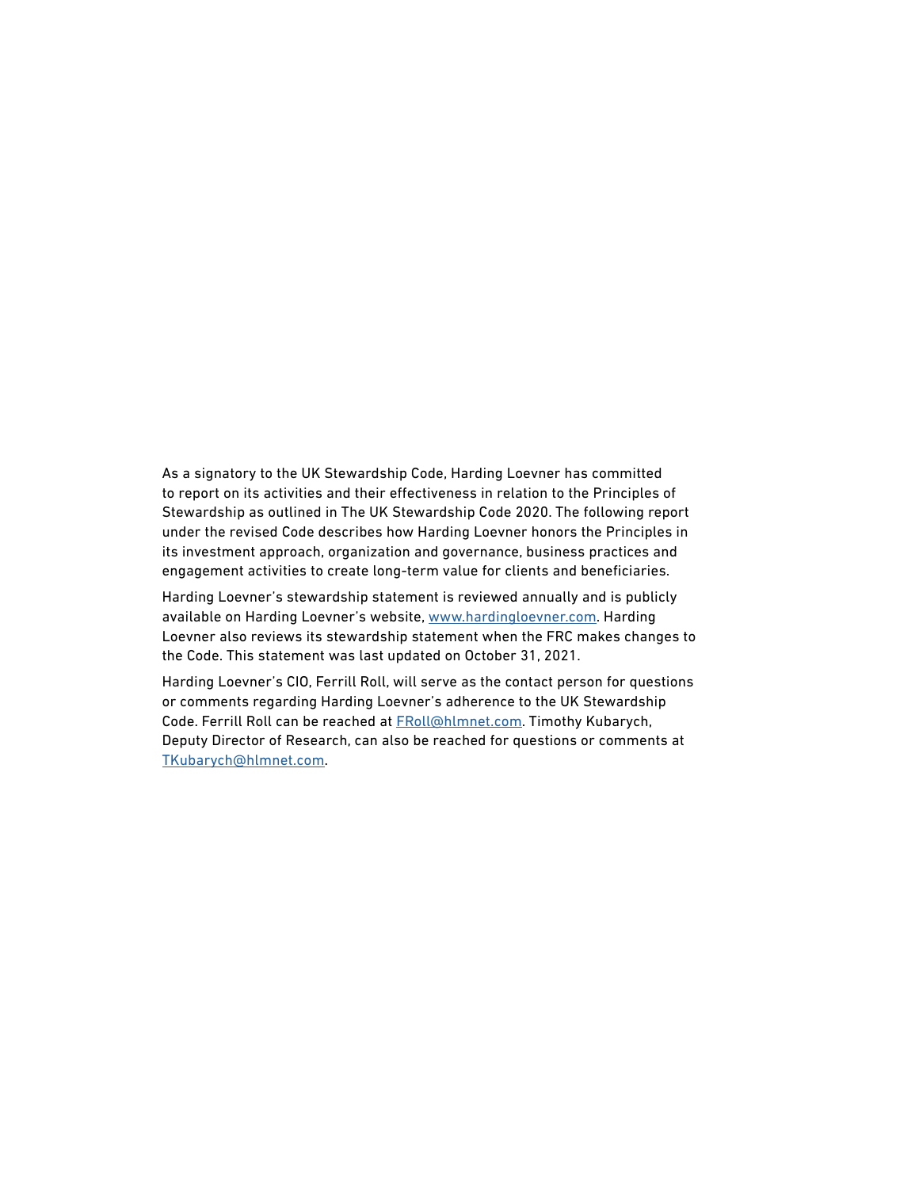As a signatory to the UK Stewardship Code, Harding Loevner has committed to report on its activities and their effectiveness in relation to the Principles of Stewardship as outlined in The UK Stewardship Code 2020. The following report under the revised Code describes how Harding Loevner honors the Principles in its investment approach, organization and governance, business practices and engagement activities to create long-term value for clients and beneficiaries.

Harding Loevner's stewardship statement is reviewed annually and is publicly available on Harding Loevner's website, www.hardingloevner.com. Harding Loevner also reviews its stewardship statement when the FRC makes changes to the Code. This statement was last updated on October 31, 2021.

Harding Loevner's CIO, Ferrill Roll, will serve as the contact person for questions or comments regarding Harding Loevner's adherence to the UK Stewardship Code. Ferrill Roll can be reached at FRoll@hlmnet.com. Timothy Kubarych, Deputy Director of Research, can also be reached for questions or comments at TKubarych@hlmnet.com.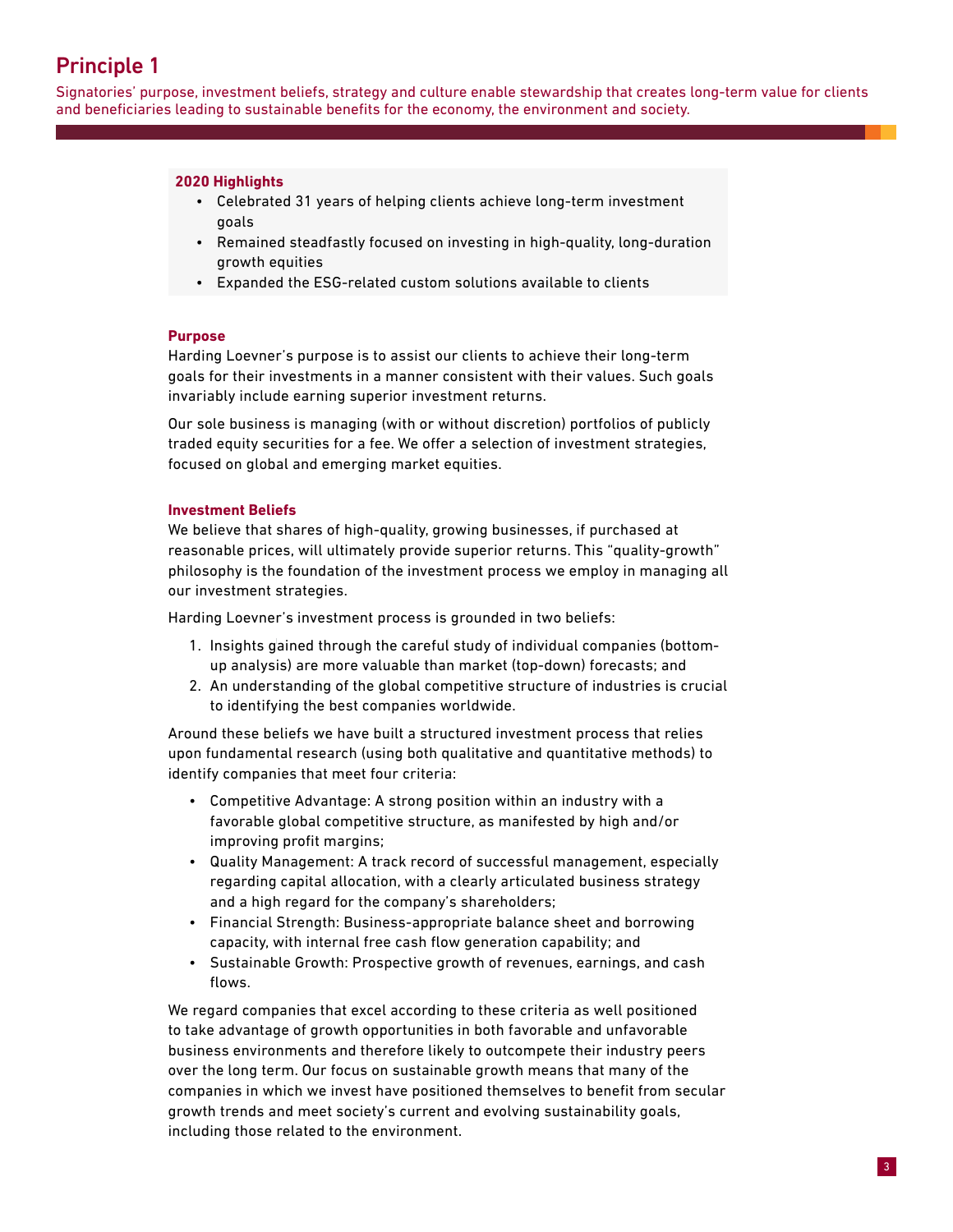## Principle 1

Signatories' purpose, investment beliefs, strategy and culture enable stewardship that creates long-term value for clients and beneficiaries leading to sustainable benefits for the economy, the environment and society.

**2020 Highlights**

- Celebrated 31 years of helping clients achieve long-term investment goals
- Remained steadfastly focused on investing in high-quality, long-duration growth equities
- Expanded the ESG-related custom solutions available to clients

### Purpose

Harding Loevner's purpose is to assist our clients to achieve their long-term goals for their investments in a manner consistent with their values. Such goals invariably include earning superior investment returns.

Our sole business is managing (with or without discretion) portfolios of publicly traded equity securities for a fee. We offer a selection of investment strategies, focused on global and emerging market equities.

### Investment Beliefs

We believe that shares of high-quality, growing businesses, if purchased at reasonable prices, will ultimately provide superior returns. This "quality-growth" philosophy is the foundation of the investment process we employ in managing all our investment strategies.

Harding Loevner's investment process is grounded in two beliefs:

1. Insights gained through the careful study of individual companies (bottom-up analysis) are more valuable than market (top-down) forecasts; and
2. An understanding of the global competitive structure of industries is crucial to identifying the best companies worldwide.

Around these beliefs we have built a structured investment process that relies upon fundamental research (using both qualitative and quantitative methods) to identify companies that meet four criteria:

- Competitive Advantage: A strong position within an industry with a favorable global competitive structure, as manifested by high and/or improving profit margins;
- Quality Management: A track record of successful management, especially regarding capital allocation, with a clearly articulated business strategy and a high regard for the company's shareholders;
- Financial Strength: Business-appropriate balance sheet and borrowing capacity, with internal free cash flow generation capability; and
- Sustainable Growth: Prospective growth of revenues, earnings, and cash flows.

We regard companies that excel according to these criteria as well positioned to take advantage of growth opportunities in both favorable and unfavorable business environments and therefore likely to outcompete their industry peers over the long term. Our focus on sustainable growth means that many of the companies in which we invest have positioned themselves to benefit from secular growth trends and meet society's current and evolving sustainability goals, including those related to the environment.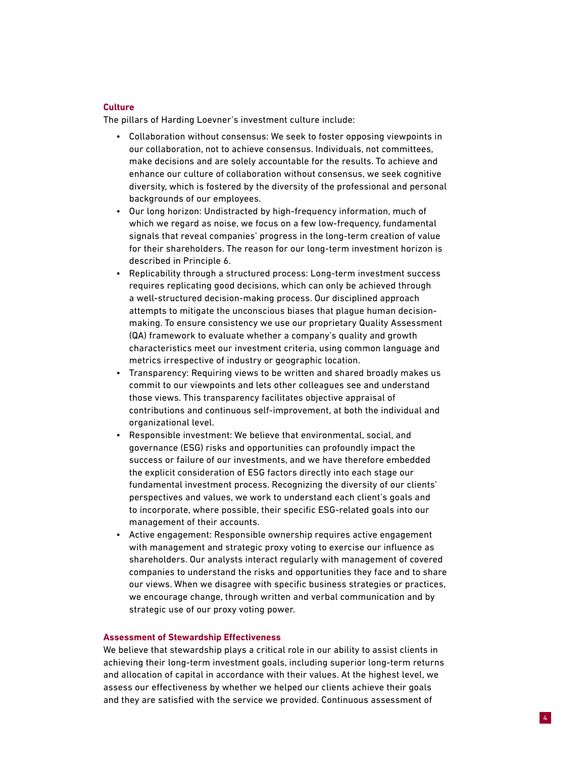### Culture

The pillars of Harding Loevner's investment culture include:

- Collaboration without consensus: We seek to foster opposing viewpoints in our collaboration, not to achieve consensus. Individuals, not committees, make decisions and are solely accountable for the results. To achieve and enhance our culture of collaboration without consensus, we seek cognitive diversity, which is fostered by the diversity of the professional and personal backgrounds of our employees.
- Our long horizon: Undistracted by high-frequency information, much of which we regard as noise, we focus on a few low-frequency, fundamental signals that reveal companies' progress in the long-term creation of value for their shareholders. The reason for our long-term investment horizon is described in Principle 6.
- Replicability through a structured process: Long-term investment success requires replicating good decisions, which can only be achieved through a well-structured decision-making process. Our disciplined approach attempts to mitigate the unconscious biases that plague human decision-making. To ensure consistency we use our proprietary Quality Assessment (QA) framework to evaluate whether a company's quality and growth characteristics meet our investment criteria, using common language and metrics irrespective of industry or geographic location.
- Transparency: Requiring views to be written and shared broadly makes us commit to our viewpoints and lets other colleagues see and understand those views. This transparency facilitates objective appraisal of contributions and continuous self-improvement, at both the individual and organizational level.
- Responsible investment: We believe that environmental, social, and governance (ESG) risks and opportunities can profoundly impact the success or failure of our investments, and we have therefore embedded the explicit consideration of ESG factors directly into each stage our fundamental investment process. Recognizing the diversity of our clients' perspectives and values, we work to understand each client's goals and to incorporate, where possible, their specific ESG-related goals into our management of their accounts.
- Active engagement: Responsible ownership requires active engagement with management and strategic proxy voting to exercise our influence as shareholders. Our analysts interact regularly with management of covered companies to understand the risks and opportunities they face and to share our views. When we disagree with specific business strategies or practices, we encourage change, through written and verbal communication and by strategic use of our proxy voting power.

### Assessment of Stewardship Effectiveness

We believe that stewardship plays a critical role in our ability to assist clients in achieving their long-term investment goals, including superior long-term returns and allocation of capital in accordance with their values. At the highest level, we assess our effectiveness by whether we helped our clients achieve their goals and they are satisfied with the service we provided. Continuous assessment of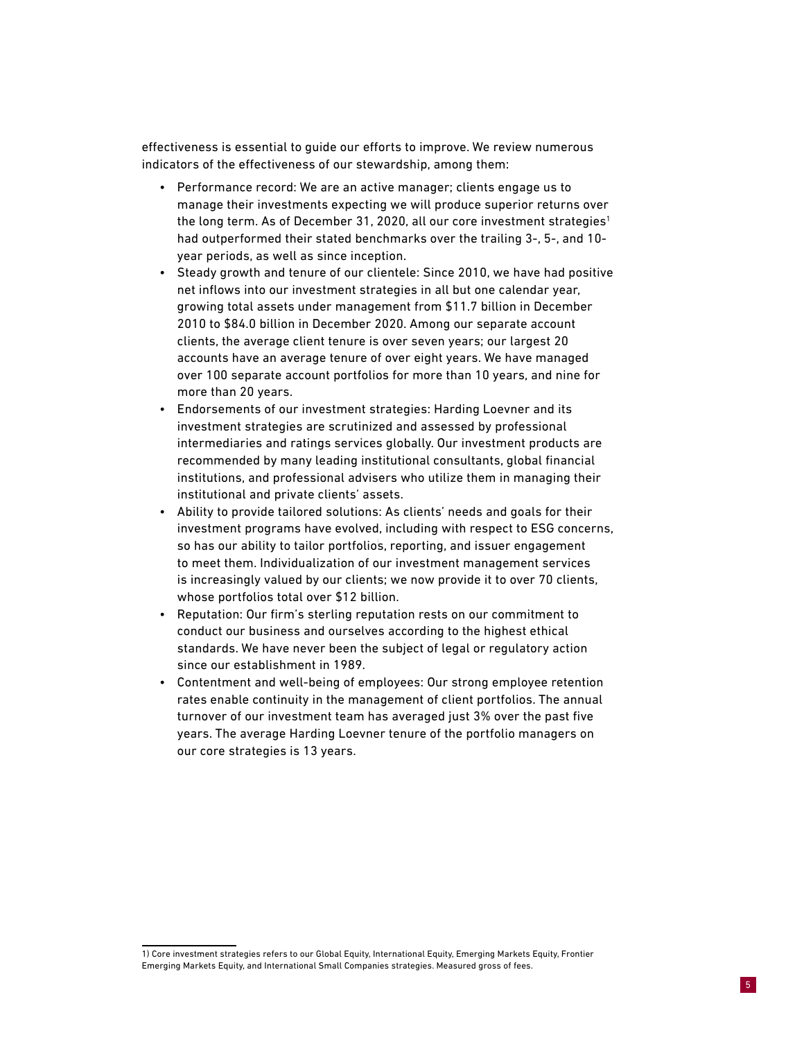effectiveness is essential to guide our efforts to improve. We review numerous indicators of the effectiveness of our stewardship, among them:

- Performance record: We are an active manager; clients engage us to manage their investments expecting we will produce superior returns over the long term. As of December 31, 2020, all our core investment strategies[1] had outperformed their stated benchmarks over the trailing 3-, 5-, and 10-year periods, as well as since inception.
- Steady growth and tenure of our clientele: Since 2010, we have had positive net inflows into our investment strategies in all but one calendar year, growing total assets under management from $11.7 billion in December 2010 to $84.0 billion in December 2020. Among our separate account clients, the average client tenure is over seven years; our largest 20 accounts have an average tenure of over eight years. We have managed over 100 separate account portfolios for more than 10 years, and nine for more than 20 years.
- Endorsements of our investment strategies: Harding Loevner and its investment strategies are scrutinized and assessed by professional intermediaries and ratings services globally. Our investment products are recommended by many leading institutional consultants, global financial institutions, and professional advisers who utilize them in managing their institutional and private clients' assets.
- Ability to provide tailored solutions: As clients' needs and goals for their investment programs have evolved, including with respect to ESG concerns, so has our ability to tailor portfolios, reporting, and issuer engagement to meet them. Individualization of our investment management services is increasingly valued by our clients; we now provide it to over 70 clients, whose portfolios total over $12 billion.
- Reputation: Our firm's sterling reputation rests on our commitment to conduct our business and ourselves according to the highest ethical standards. We have never been the subject of legal or regulatory action since our establishment in 1989.
- Contentment and well-being of employees: Our strong employee retention rates enable continuity in the management of client portfolios. The annual turnover of our investment team has averaged just 3% over the past five years. The average Harding Loevner tenure of the portfolio managers on our core strategies is 13 years.

1) Core investment strategies refers to our Global Equity, International Equity, Emerging Markets Equity, Frontier Emerging Markets Equity, and International Small Companies strategies. Measured gross of fees.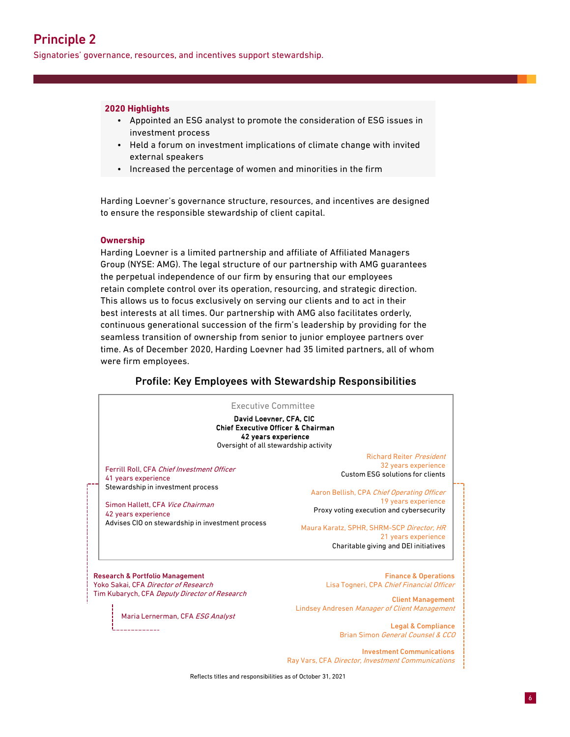# Principle 2

Signatories' governance, resources, and incentives support stewardship.

**2020 Highlights**

- Appointed an ESG analyst to promote the consideration of ESG issues in investment process
- Held a forum on investment implications of climate change with invited external speakers
- Increased the percentage of women and minorities in the firm

Harding Loevner's governance structure, resources, and incentives are designed to ensure the responsible stewardship of client capital.

### Ownership

Harding Loevner is a limited partnership and affiliate of Affiliated Managers Group (NYSE: AMG). The legal structure of our partnership with AMG guarantees the perpetual independence of our firm by ensuring that our employees retain complete control over its operation, resourcing, and strategic direction. This allows us to focus exclusively on serving our clients and to act in their best interests at all times. Our partnership with AMG also facilitates orderly, continuous generational succession of the firm's leadership by providing for the seamless transition of ownership from senior to junior employee partners over time. As of December 2020, Harding Loevner had 35 limited partners, all of whom were firm employees.

### Profile: Key Employees with Stewardship Responsibilities

**Executive Committee**

**David Loevner, CFA, CIC**
**Chief Executive Officer & Chairman**
**42 years experience**
Oversight of all stewardship activity

Ferrill Roll, CFA *Chief Investment Officer*
41 years experience
Stewardship in investment process

Simon Hallett, CFA *Vice Chairman*
42 years experience
Advises CIO on stewardship in investment process

Richard Reiter *President*
32 years experience
Custom ESG solutions for clients

Aaron Bellish, CPA *Chief Operating Officer*
19 years experience
Proxy voting execution and cybersecurity

Maura Karatz, SPHR, SHRM-SCP *Director, HR*
21 years experience
Charitable giving and DEI initiatives

**Research & Portfolio Management**
Yoko Sakai, CFA *Director of Research*
Tim Kubarych, CFA *Deputy Director of Research*

Maria Lernerman, CFA *ESG Analyst*

**Finance & Operations**
Lisa Togneri, CPA *Chief Financial Officer*

**Client Management**
Lindsey Andresen *Manager of Client Management*

**Legal & Compliance**
Brian Simon *General Counsel & CCO*

**Investment Communications**
Ray Vars, CFA *Director, Investment Communications*

Reflects titles and responsibilities as of October 31, 2021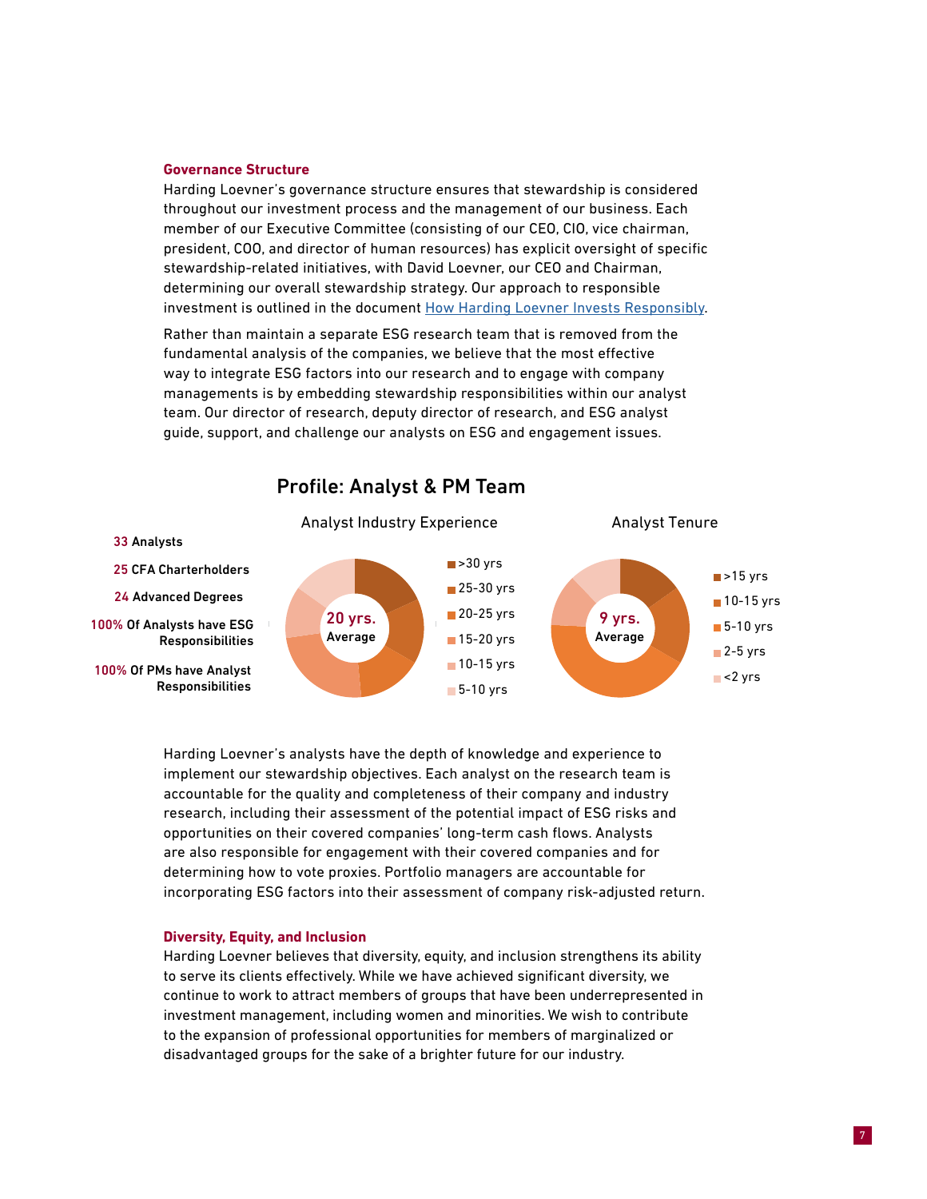### Governance Structure

Harding Loevner's governance structure ensures that stewardship is considered throughout our investment process and the management of our business. Each member of our Executive Committee (consisting of our CEO, CIO, vice chairman, president, COO, and director of human resources) has explicit oversight of specific stewardship-related initiatives, with David Loevner, our CEO and Chairman, determining our overall stewardship strategy. Our approach to responsible investment is outlined in the document How Harding Loevner Invests Responsibly.

Rather than maintain a separate ESG research team that is removed from the fundamental analysis of the companies, we believe that the most effective way to integrate ESG factors into our research and to engage with company managements is by embedding stewardship responsibilities within our analyst team. Our director of research, deputy director of research, and ESG analyst guide, support, and challenge our analysts on ESG and engagement issues.

## Profile: Analyst & PM Team

**33** Analysts

**25** CFA Charterholders

**24** Advanced Degrees

**100%** Of Analysts have ESG Responsibilities

**100%** Of PMs have Analyst Responsibilities

**Analyst Industry Experience**

20 yrs. Average

- >30 yrs
- 25-30 yrs
- 20-25 yrs
- 15-20 yrs
- 10-15 yrs
- 5-10 yrs

**Analyst Tenure**

9 yrs. Average

- >15 yrs
- 10-15 yrs
- 5-10 yrs
- 2-5 yrs
- <2 yrs

Harding Loevner's analysts have the depth of knowledge and experience to implement our stewardship objectives. Each analyst on the research team is accountable for the quality and completeness of their company and industry research, including their assessment of the potential impact of ESG risks and opportunities on their covered companies' long-term cash flows. Analysts are also responsible for engagement with their covered companies and for determining how to vote proxies. Portfolio managers are accountable for incorporating ESG factors into their assessment of company risk-adjusted return.

### Diversity, Equity, and Inclusion

Harding Loevner believes that diversity, equity, and inclusion strengthens its ability to serve its clients effectively. While we have achieved significant diversity, we continue to work to attract members of groups that have been underrepresented in investment management, including women and minorities. We wish to contribute to the expansion of professional opportunities for members of marginalized or disadvantaged groups for the sake of a brighter future for our industry.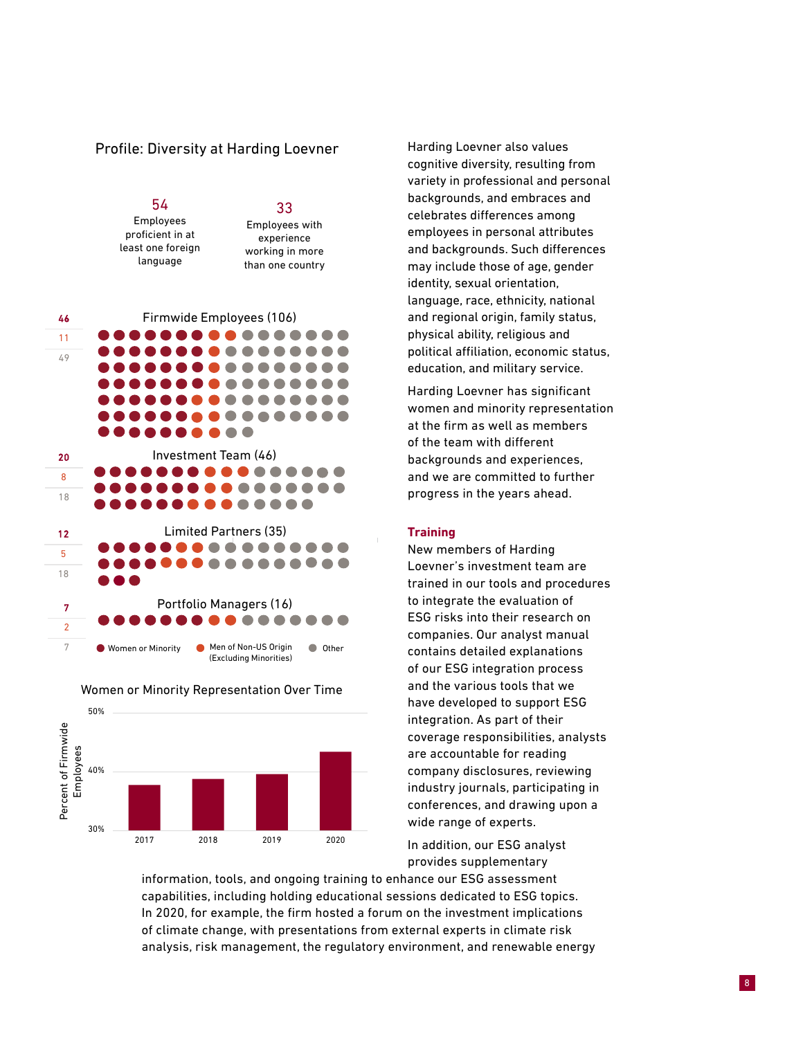## Profile: Diversity at Harding Loevner

**54** Employees proficient in at least one foreign language

**33** Employees with experience working in more than one country

| | Women or Minority | Men of Non-US Origin (Excluding Minorities) | Other |
|---|---|---|---|
| Firmwide Employees (106) | 46 | 11 | 49 |
| Investment Team (46) | 20 | 8 | 18 |
| Limited Partners (35) | 12 | 5 | 18 |
| Portfolio Managers (16) | 7 | 2 | 7 |

**Women or Minority Representation Over Time**

Percent of Firmwide Employees: 2017, 2018, 2019, 2020 (axis 30%–50%)

Harding Loevner also values cognitive diversity, resulting from variety in professional and personal backgrounds, and embraces and celebrates differences among employees in personal attributes and backgrounds. Such differences may include those of age, gender identity, sexual orientation, language, race, ethnicity, national and regional origin, family status, physical ability, religious and political affiliation, economic status, education, and military service.

Harding Loevner has significant women and minority representation at the firm as well as members of the team with different backgrounds and experiences, and we are committed to further progress in the years ahead.

### Training

New members of Harding Loevner's investment team are trained in our tools and procedures to integrate the evaluation of ESG risks into their research on companies. Our analyst manual contains detailed explanations of our ESG integration process and the various tools that we have developed to support ESG integration. As part of their coverage responsibilities, analysts are accountable for reading company disclosures, reviewing industry journals, participating in conferences, and drawing upon a wide range of experts.

In addition, our ESG analyst provides supplementary information, tools, and ongoing training to enhance our ESG assessment capabilities, including holding educational sessions dedicated to ESG topics. In 2020, for example, the firm hosted a forum on the investment implications of climate change, with presentations from external experts in climate risk analysis, risk management, the regulatory environment, and renewable energy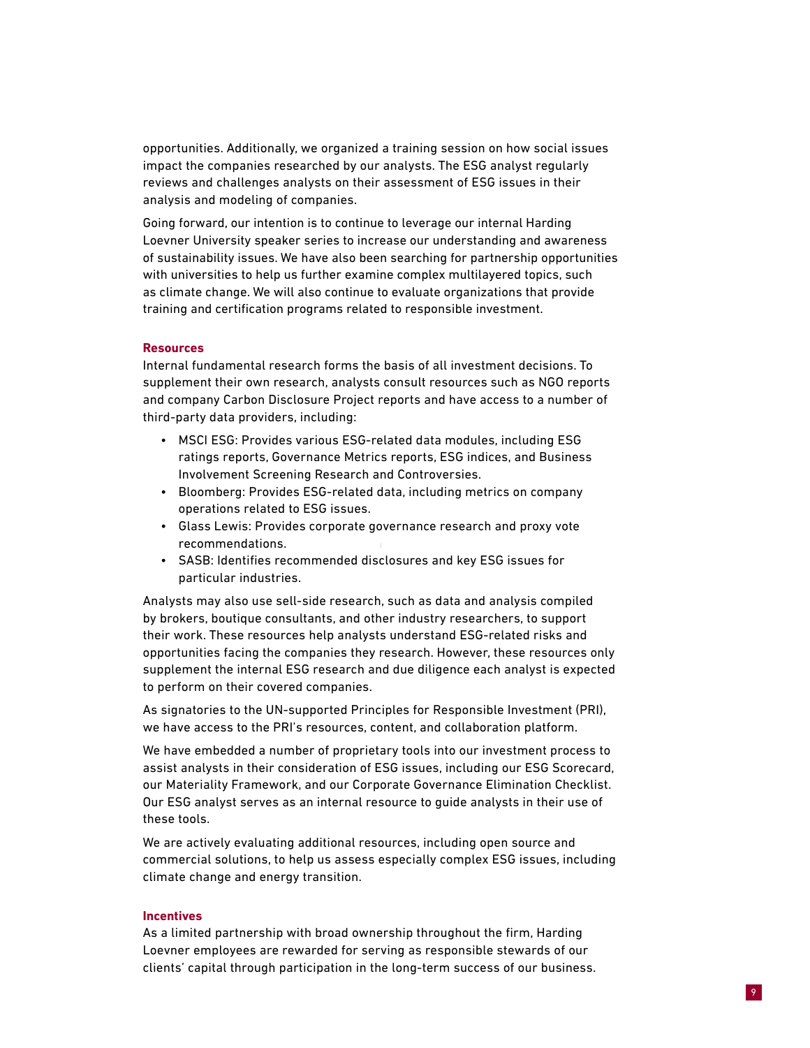opportunities. Additionally, we organized a training session on how social issues impact the companies researched by our analysts. The ESG analyst regularly reviews and challenges analysts on their assessment of ESG issues in their analysis and modeling of companies.

Going forward, our intention is to continue to leverage our internal Harding Loevner University speaker series to increase our understanding and awareness of sustainability issues. We have also been searching for partnership opportunities with universities to help us further examine complex multilayered topics, such as climate change. We will also continue to evaluate organizations that provide training and certification programs related to responsible investment.

### Resources

Internal fundamental research forms the basis of all investment decisions. To supplement their own research, analysts consult resources such as NGO reports and company Carbon Disclosure Project reports and have access to a number of third-party data providers, including:

- MSCI ESG: Provides various ESG-related data modules, including ESG ratings reports, Governance Metrics reports, ESG indices, and Business Involvement Screening Research and Controversies.
- Bloomberg: Provides ESG-related data, including metrics on company operations related to ESG issues.
- Glass Lewis: Provides corporate governance research and proxy vote recommendations.
- SASB: Identifies recommended disclosures and key ESG issues for particular industries.

Analysts may also use sell-side research, such as data and analysis compiled by brokers, boutique consultants, and other industry researchers, to support their work. These resources help analysts understand ESG-related risks and opportunities facing the companies they research. However, these resources only supplement the internal ESG research and due diligence each analyst is expected to perform on their covered companies.

As signatories to the UN-supported Principles for Responsible Investment (PRI), we have access to the PRI's resources, content, and collaboration platform.

We have embedded a number of proprietary tools into our investment process to assist analysts in their consideration of ESG issues, including our ESG Scorecard, our Materiality Framework, and our Corporate Governance Elimination Checklist. Our ESG analyst serves as an internal resource to guide analysts in their use of these tools.

We are actively evaluating additional resources, including open source and commercial solutions, to help us assess especially complex ESG issues, including climate change and energy transition.

### Incentives

As a limited partnership with broad ownership throughout the firm, Harding Loevner employees are rewarded for serving as responsible stewards of our clients' capital through participation in the long-term success of our business.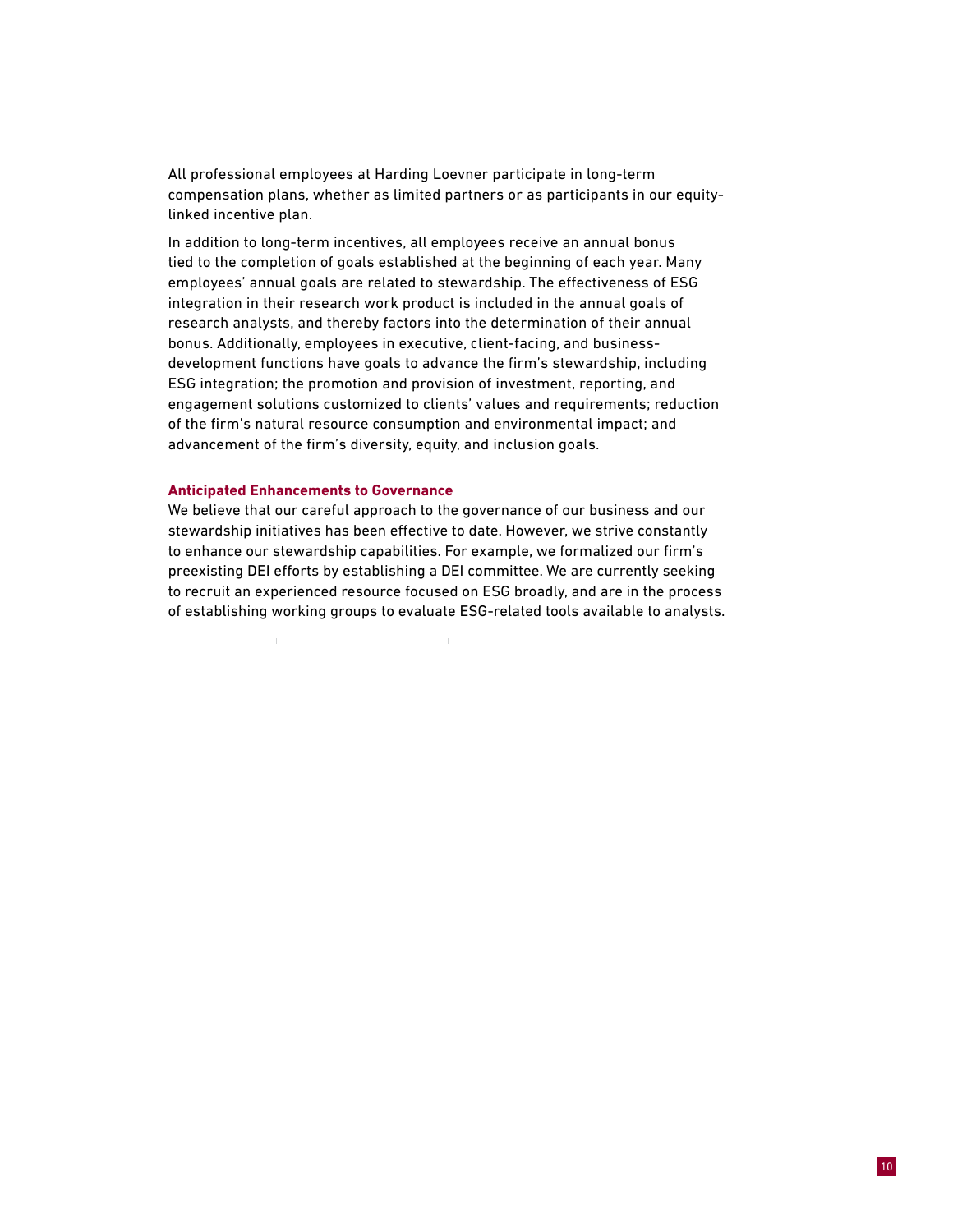All professional employees at Harding Loevner participate in long-term compensation plans, whether as limited partners or as participants in our equity-linked incentive plan.

In addition to long-term incentives, all employees receive an annual bonus tied to the completion of goals established at the beginning of each year. Many employees' annual goals are related to stewardship. The effectiveness of ESG integration in their research work product is included in the annual goals of research analysts, and thereby factors into the determination of their annual bonus. Additionally, employees in executive, client-facing, and business-development functions have goals to advance the firm's stewardship, including ESG integration; the promotion and provision of investment, reporting, and engagement solutions customized to clients' values and requirements; reduction of the firm's natural resource consumption and environmental impact; and advancement of the firm's diversity, equity, and inclusion goals.

### Anticipated Enhancements to Governance

We believe that our careful approach to the governance of our business and our stewardship initiatives has been effective to date. However, we strive constantly to enhance our stewardship capabilities. For example, we formalized our firm's preexisting DEI efforts by establishing a DEI committee. We are currently seeking to recruit an experienced resource focused on ESG broadly, and are in the process of establishing working groups to evaluate ESG-related tools available to analysts.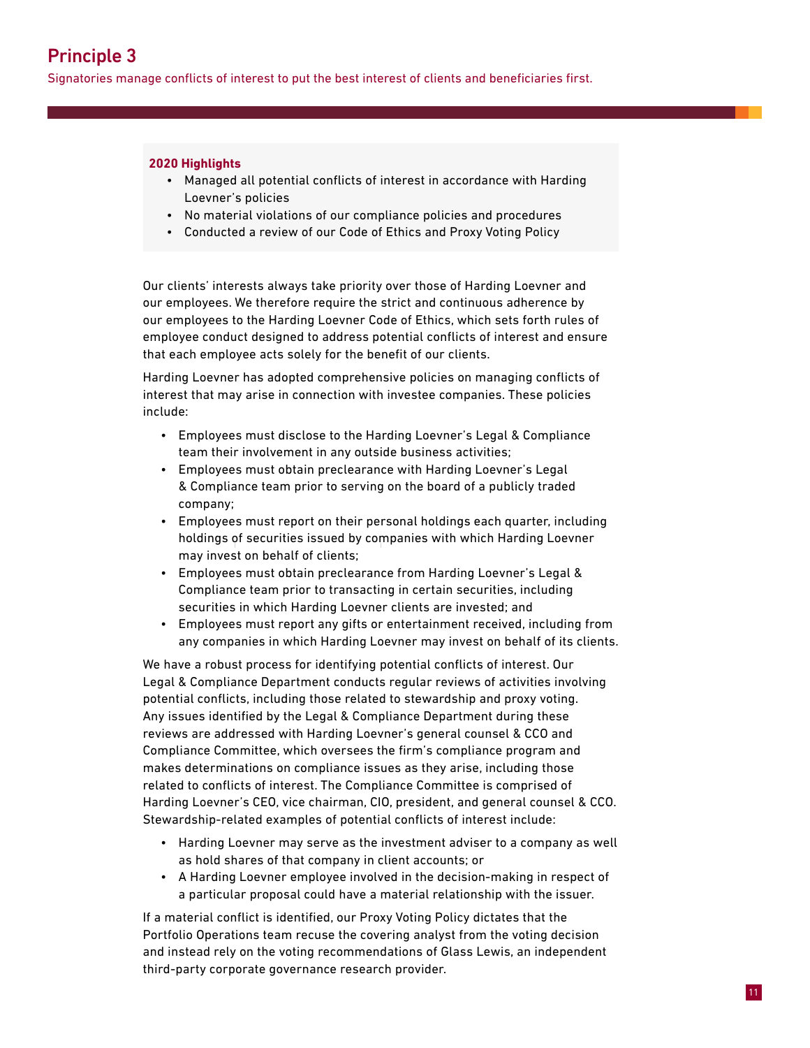# Principle 3

Signatories manage conflicts of interest to put the best interest of clients and beneficiaries first.

**2020 Highlights**

- Managed all potential conflicts of interest in accordance with Harding Loevner's policies
- No material violations of our compliance policies and procedures
- Conducted a review of our Code of Ethics and Proxy Voting Policy

Our clients' interests always take priority over those of Harding Loevner and our employees. We therefore require the strict and continuous adherence by our employees to the Harding Loevner Code of Ethics, which sets forth rules of employee conduct designed to address potential conflicts of interest and ensure that each employee acts solely for the benefit of our clients.

Harding Loevner has adopted comprehensive policies on managing conflicts of interest that may arise in connection with investee companies. These policies include:

- Employees must disclose to the Harding Loevner's Legal & Compliance team their involvement in any outside business activities;
- Employees must obtain preclearance with Harding Loevner's Legal & Compliance team prior to serving on the board of a publicly traded company;
- Employees must report on their personal holdings each quarter, including holdings of securities issued by companies with which Harding Loevner may invest on behalf of clients;
- Employees must obtain preclearance from Harding Loevner's Legal & Compliance team prior to transacting in certain securities, including securities in which Harding Loevner clients are invested; and
- Employees must report any gifts or entertainment received, including from any companies in which Harding Loevner may invest on behalf of its clients.

We have a robust process for identifying potential conflicts of interest. Our Legal & Compliance Department conducts regular reviews of activities involving potential conflicts, including those related to stewardship and proxy voting. Any issues identified by the Legal & Compliance Department during these reviews are addressed with Harding Loevner's general counsel & CCO and Compliance Committee, which oversees the firm's compliance program and makes determinations on compliance issues as they arise, including those related to conflicts of interest. The Compliance Committee is comprised of Harding Loevner's CEO, vice chairman, CIO, president, and general counsel & CCO. Stewardship-related examples of potential conflicts of interest include:

- Harding Loevner may serve as the investment adviser to a company as well as hold shares of that company in client accounts; or
- A Harding Loevner employee involved in the decision-making in respect of a particular proposal could have a material relationship with the issuer.

If a material conflict is identified, our Proxy Voting Policy dictates that the Portfolio Operations team recuse the covering analyst from the voting decision and instead rely on the voting recommendations of Glass Lewis, an independent third-party corporate governance research provider.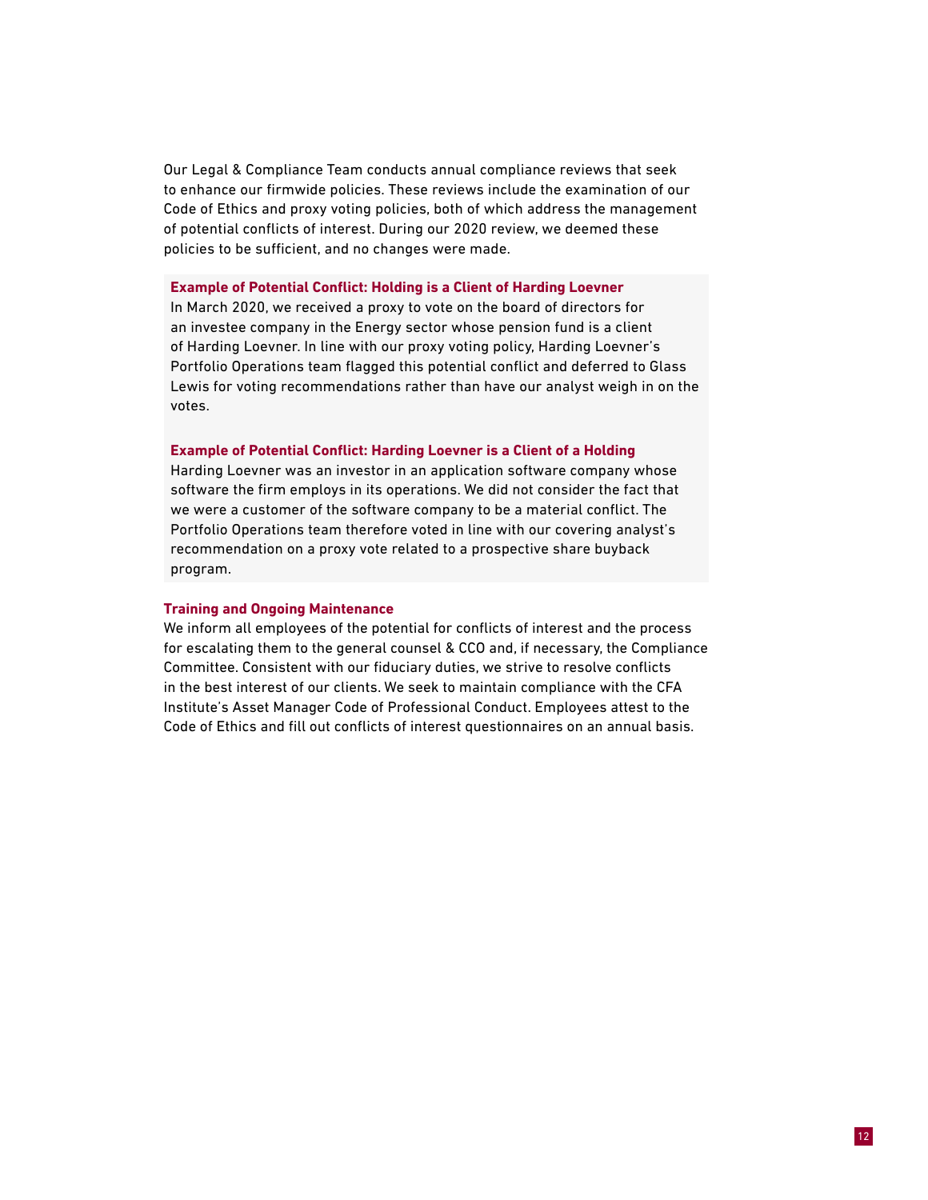Our Legal & Compliance Team conducts annual compliance reviews that seek to enhance our firmwide policies. These reviews include the examination of our Code of Ethics and proxy voting policies, both of which address the management of potential conflicts of interest. During our 2020 review, we deemed these policies to be sufficient, and no changes were made.

**Example of Potential Conflict: Holding is a Client of Harding Loevner**

In March 2020, we received a proxy to vote on the board of directors for an investee company in the Energy sector whose pension fund is a client of Harding Loevner. In line with our proxy voting policy, Harding Loevner's Portfolio Operations team flagged this potential conflict and deferred to Glass Lewis for voting recommendations rather than have our analyst weigh in on the votes.

**Example of Potential Conflict: Harding Loevner is a Client of a Holding**

Harding Loevner was an investor in an application software company whose software the firm employs in its operations. We did not consider the fact that we were a customer of the software company to be a material conflict. The Portfolio Operations team therefore voted in line with our covering analyst's recommendation on a proxy vote related to a prospective share buyback program.

**Training and Ongoing Maintenance**

We inform all employees of the potential for conflicts of interest and the process for escalating them to the general counsel & CCO and, if necessary, the Compliance Committee. Consistent with our fiduciary duties, we strive to resolve conflicts in the best interest of our clients. We seek to maintain compliance with the CFA Institute's Asset Manager Code of Professional Conduct. Employees attest to the Code of Ethics and fill out conflicts of interest questionnaires on an annual basis.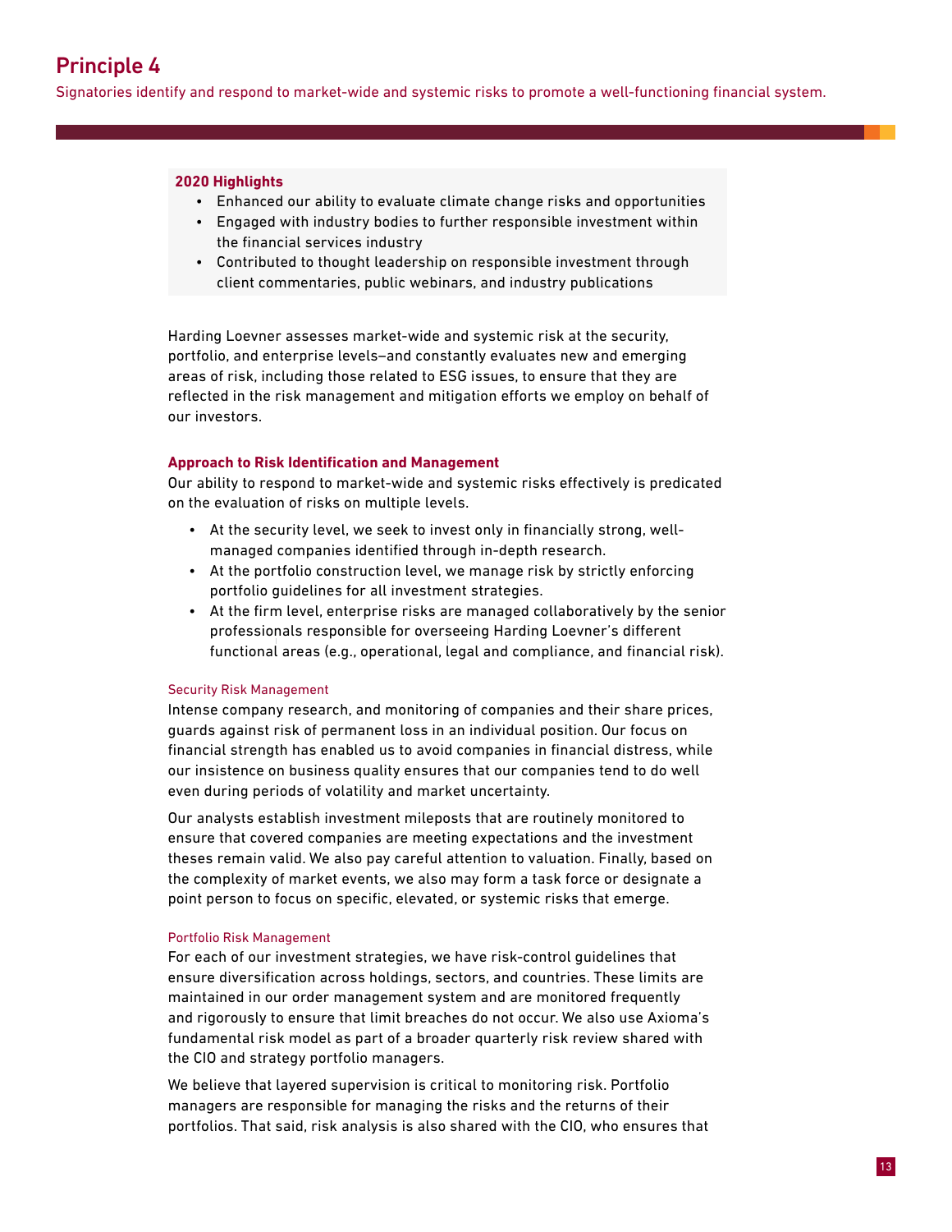# Principle 4

Signatories identify and respond to market-wide and systemic risks to promote a well-functioning financial system.

**2020 Highlights**

- Enhanced our ability to evaluate climate change risks and opportunities
- Engaged with industry bodies to further responsible investment within the financial services industry
- Contributed to thought leadership on responsible investment through client commentaries, public webinars, and industry publications

Harding Loevner assesses market-wide and systemic risk at the security, portfolio, and enterprise levels—and constantly evaluates new and emerging areas of risk, including those related to ESG issues, to ensure that they are reflected in the risk management and mitigation efforts we employ on behalf of our investors.

### Approach to Risk Identification and Management

Our ability to respond to market-wide and systemic risks effectively is predicated on the evaluation of risks on multiple levels.

- At the security level, we seek to invest only in financially strong, well-managed companies identified through in-depth research.
- At the portfolio construction level, we manage risk by strictly enforcing portfolio guidelines for all investment strategies.
- At the firm level, enterprise risks are managed collaboratively by the senior professionals responsible for overseeing Harding Loevner's different functional areas (e.g., operational, legal and compliance, and financial risk).

#### Security Risk Management

Intense company research, and monitoring of companies and their share prices, guards against risk of permanent loss in an individual position. Our focus on financial strength has enabled us to avoid companies in financial distress, while our insistence on business quality ensures that our companies tend to do well even during periods of volatility and market uncertainty.

Our analysts establish investment mileposts that are routinely monitored to ensure that covered companies are meeting expectations and the investment theses remain valid. We also pay careful attention to valuation. Finally, based on the complexity of market events, we also may form a task force or designate a point person to focus on specific, elevated, or systemic risks that emerge.

#### Portfolio Risk Management

For each of our investment strategies, we have risk-control guidelines that ensure diversification across holdings, sectors, and countries. These limits are maintained in our order management system and are monitored frequently and rigorously to ensure that limit breaches do not occur. We also use Axioma's fundamental risk model as part of a broader quarterly risk review shared with the CIO and strategy portfolio managers.

We believe that layered supervision is critical to monitoring risk. Portfolio managers are responsible for managing the risks and the returns of their portfolios. That said, risk analysis is also shared with the CIO, who ensures that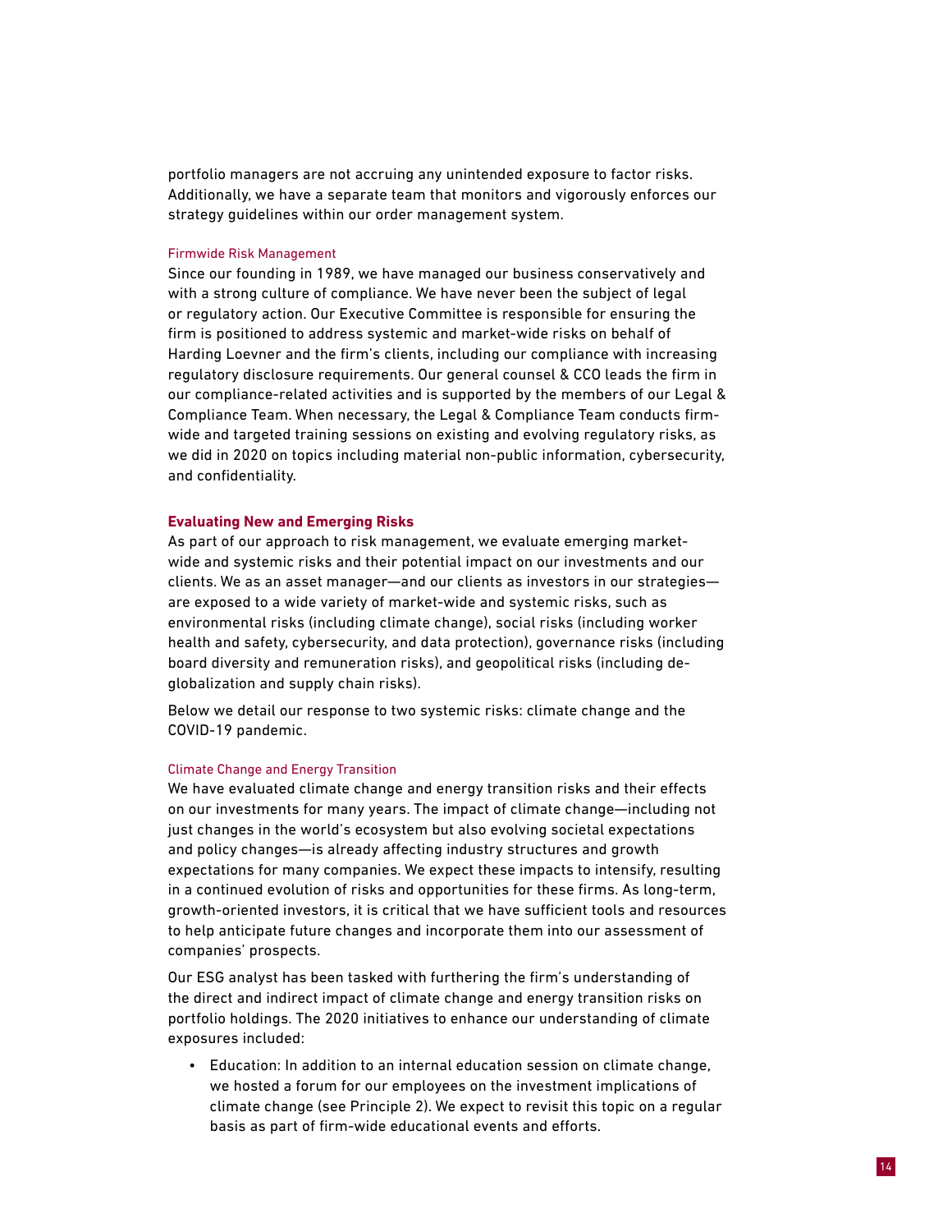portfolio managers are not accruing any unintended exposure to factor risks. Additionally, we have a separate team that monitors and vigorously enforces our strategy guidelines within our order management system.

#### Firmwide Risk Management

Since our founding in 1989, we have managed our business conservatively and with a strong culture of compliance. We have never been the subject of legal or regulatory action. Our Executive Committee is responsible for ensuring the firm is positioned to address systemic and market-wide risks on behalf of Harding Loevner and the firm's clients, including our compliance with increasing regulatory disclosure requirements. Our general counsel & CCO leads the firm in our compliance-related activities and is supported by the members of our Legal & Compliance Team. When necessary, the Legal & Compliance Team conducts firm-wide and targeted training sessions on existing and evolving regulatory risks, as we did in 2020 on topics including material non-public information, cybersecurity, and confidentiality.

### Evaluating New and Emerging Risks

As part of our approach to risk management, we evaluate emerging market-wide and systemic risks and their potential impact on our investments and our clients. We as an asset manager—and our clients as investors in our strategies—are exposed to a wide variety of market-wide and systemic risks, such as environmental risks (including climate change), social risks (including worker health and safety, cybersecurity, and data protection), governance risks (including board diversity and remuneration risks), and geopolitical risks (including de-globalization and supply chain risks).

Below we detail our response to two systemic risks: climate change and the COVID-19 pandemic.

#### Climate Change and Energy Transition

We have evaluated climate change and energy transition risks and their effects on our investments for many years. The impact of climate change—including not just changes in the world's ecosystem but also evolving societal expectations and policy changes—is already affecting industry structures and growth expectations for many companies. We expect these impacts to intensify, resulting in a continued evolution of risks and opportunities for these firms. As long-term, growth-oriented investors, it is critical that we have sufficient tools and resources to help anticipate future changes and incorporate them into our assessment of companies' prospects.

Our ESG analyst has been tasked with furthering the firm's understanding of the direct and indirect impact of climate change and energy transition risks on portfolio holdings. The 2020 initiatives to enhance our understanding of climate exposures included:

- Education: In addition to an internal education session on climate change, we hosted a forum for our employees on the investment implications of climate change (see Principle 2). We expect to revisit this topic on a regular basis as part of firm-wide educational events and efforts.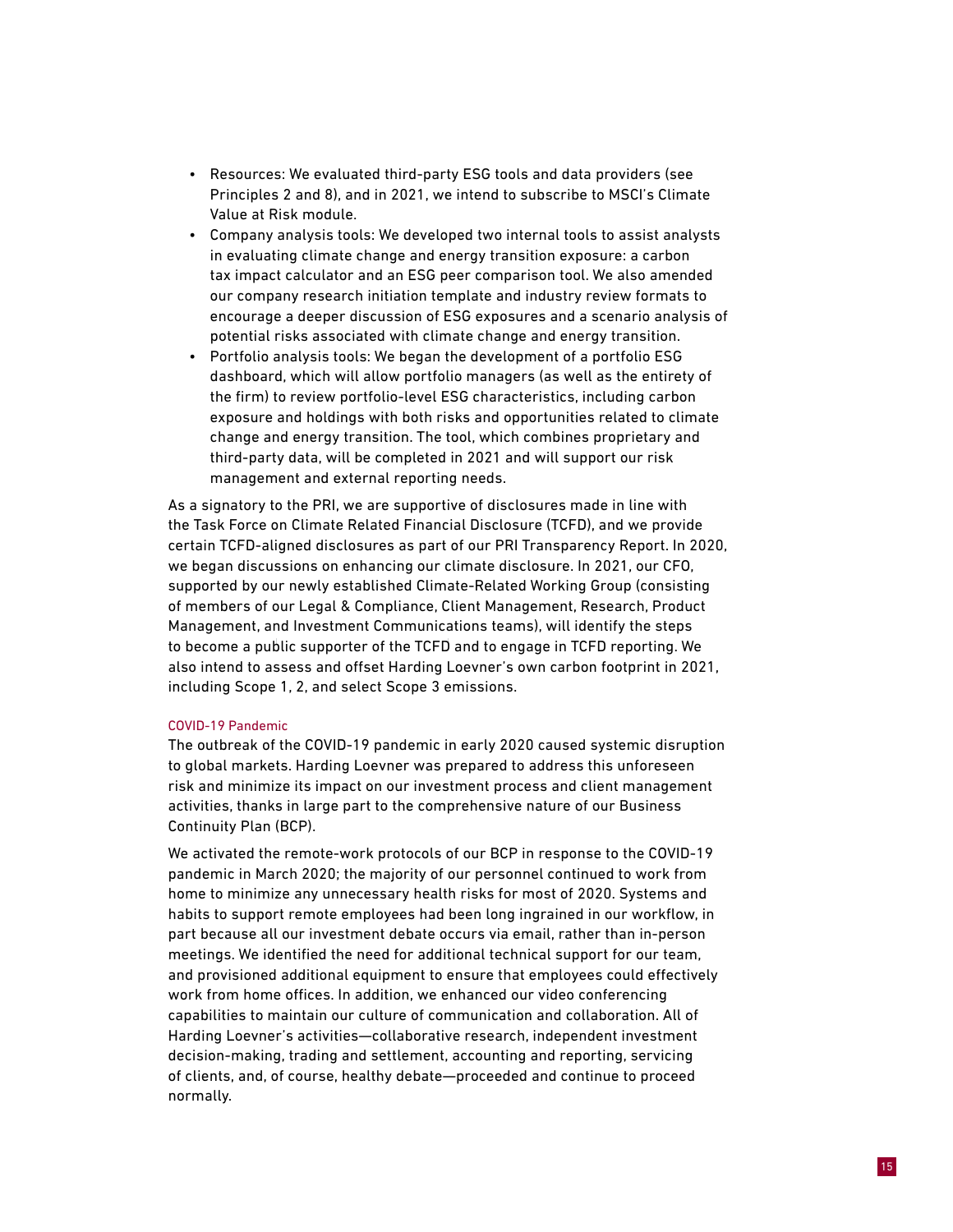- Resources: We evaluated third-party ESG tools and data providers (see Principles 2 and 8), and in 2021, we intend to subscribe to MSCI's Climate Value at Risk module.
- Company analysis tools: We developed two internal tools to assist analysts in evaluating climate change and energy transition exposure: a carbon tax impact calculator and an ESG peer comparison tool. We also amended our company research initiation template and industry review formats to encourage a deeper discussion of ESG exposures and a scenario analysis of potential risks associated with climate change and energy transition.
- Portfolio analysis tools: We began the development of a portfolio ESG dashboard, which will allow portfolio managers (as well as the entirety of the firm) to review portfolio-level ESG characteristics, including carbon exposure and holdings with both risks and opportunities related to climate change and energy transition. The tool, which combines proprietary and third-party data, will be completed in 2021 and will support our risk management and external reporting needs.

As a signatory to the PRI, we are supportive of disclosures made in line with the Task Force on Climate Related Financial Disclosure (TCFD), and we provide certain TCFD-aligned disclosures as part of our PRI Transparency Report. In 2020, we began discussions on enhancing our climate disclosure. In 2021, our CFO, supported by our newly established Climate-Related Working Group (consisting of members of our Legal & Compliance, Client Management, Research, Product Management, and Investment Communications teams), will identify the steps to become a public supporter of the TCFD and to engage in TCFD reporting. We also intend to assess and offset Harding Loevner's own carbon footprint in 2021, including Scope 1, 2, and select Scope 3 emissions.

### COVID-19 Pandemic

The outbreak of the COVID-19 pandemic in early 2020 caused systemic disruption to global markets. Harding Loevner was prepared to address this unforeseen risk and minimize its impact on our investment process and client management activities, thanks in large part to the comprehensive nature of our Business Continuity Plan (BCP).

We activated the remote-work protocols of our BCP in response to the COVID-19 pandemic in March 2020; the majority of our personnel continued to work from home to minimize any unnecessary health risks for most of 2020. Systems and habits to support remote employees had been long ingrained in our workflow, in part because all our investment debate occurs via email, rather than in-person meetings. We identified the need for additional technical support for our team, and provisioned additional equipment to ensure that employees could effectively work from home offices. In addition, we enhanced our video conferencing capabilities to maintain our culture of communication and collaboration. All of Harding Loevner's activities—collaborative research, independent investment decision-making, trading and settlement, accounting and reporting, servicing of clients, and, of course, healthy debate—proceeded and continue to proceed normally.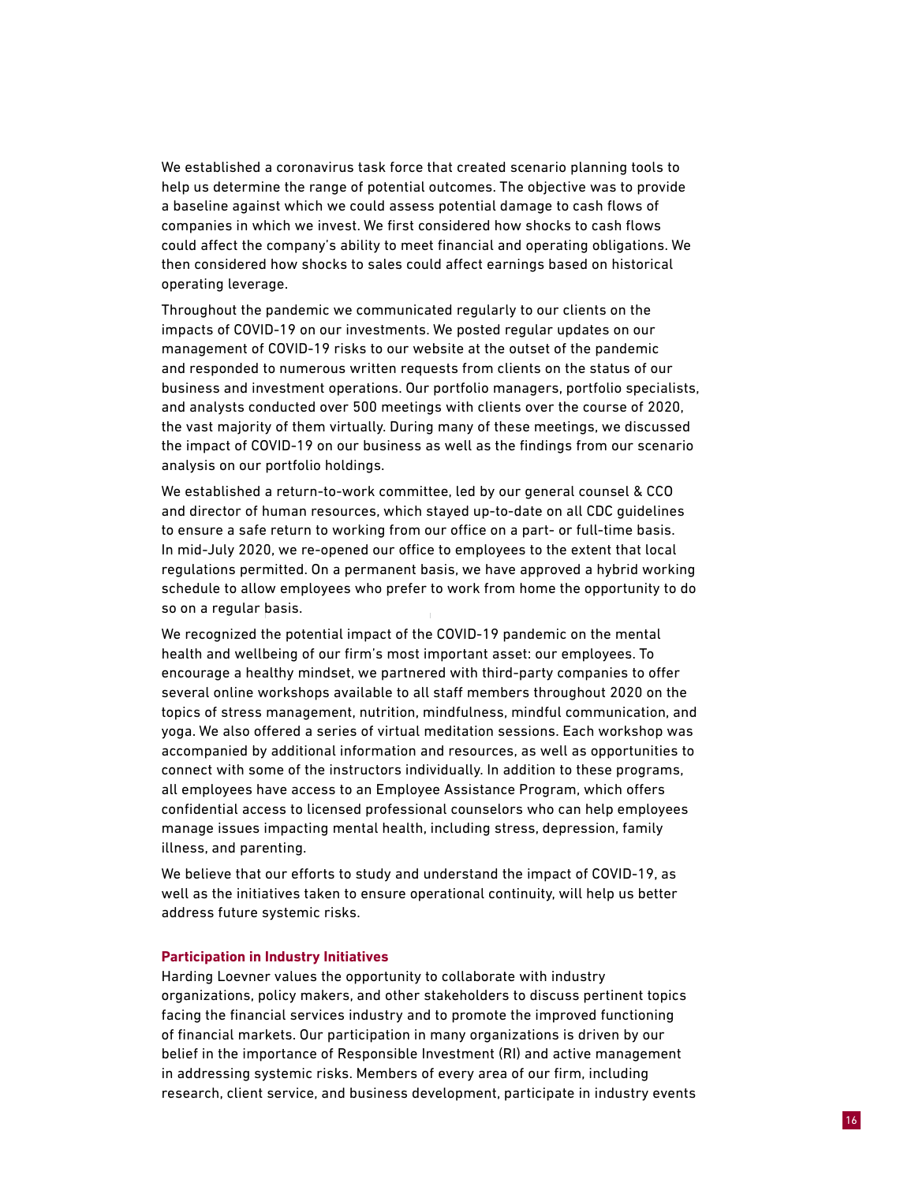We established a coronavirus task force that created scenario planning tools to help us determine the range of potential outcomes. The objective was to provide a baseline against which we could assess potential damage to cash flows of companies in which we invest. We first considered how shocks to cash flows could affect the company's ability to meet financial and operating obligations. We then considered how shocks to sales could affect earnings based on historical operating leverage.

Throughout the pandemic we communicated regularly to our clients on the impacts of COVID-19 on our investments. We posted regular updates on our management of COVID-19 risks to our website at the outset of the pandemic and responded to numerous written requests from clients on the status of our business and investment operations. Our portfolio managers, portfolio specialists, and analysts conducted over 500 meetings with clients over the course of 2020, the vast majority of them virtually. During many of these meetings, we discussed the impact of COVID-19 on our business as well as the findings from our scenario analysis on our portfolio holdings.

We established a return-to-work committee, led by our general counsel & CCO and director of human resources, which stayed up-to-date on all CDC guidelines to ensure a safe return to working from our office on a part- or full-time basis. In mid-July 2020, we re-opened our office to employees to the extent that local regulations permitted. On a permanent basis, we have approved a hybrid working schedule to allow employees who prefer to work from home the opportunity to do so on a regular basis.

We recognized the potential impact of the COVID-19 pandemic on the mental health and wellbeing of our firm's most important asset: our employees. To encourage a healthy mindset, we partnered with third-party companies to offer several online workshops available to all staff members throughout 2020 on the topics of stress management, nutrition, mindfulness, mindful communication, and yoga. We also offered a series of virtual meditation sessions. Each workshop was accompanied by additional information and resources, as well as opportunities to connect with some of the instructors individually. In addition to these programs, all employees have access to an Employee Assistance Program, which offers confidential access to licensed professional counselors who can help employees manage issues impacting mental health, including stress, depression, family illness, and parenting.

We believe that our efforts to study and understand the impact of COVID-19, as well as the initiatives taken to ensure operational continuity, will help us better address future systemic risks.

**Participation in Industry Initiatives**

Harding Loevner values the opportunity to collaborate with industry organizations, policy makers, and other stakeholders to discuss pertinent topics facing the financial services industry and to promote the improved functioning of financial markets. Our participation in many organizations is driven by our belief in the importance of Responsible Investment (RI) and active management in addressing systemic risks. Members of every area of our firm, including research, client service, and business development, participate in industry events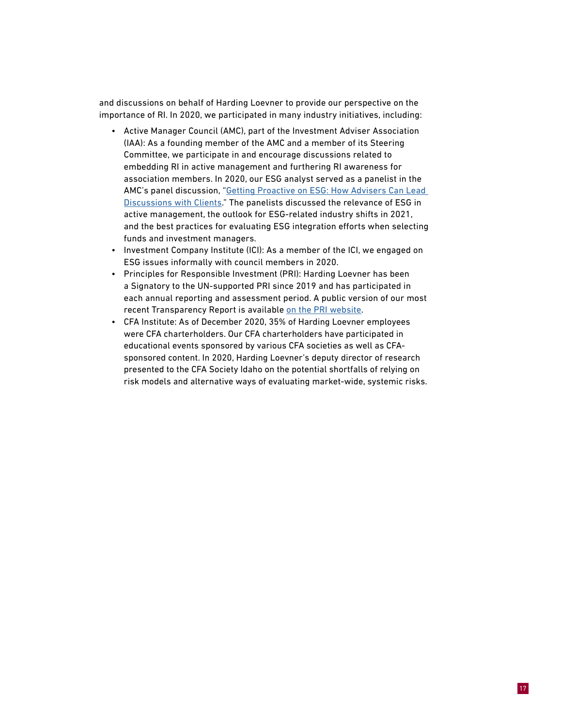and discussions on behalf of Harding Loevner to provide our perspective on the importance of RI. In 2020, we participated in many industry initiatives, including:

- Active Manager Council (AMC), part of the Investment Adviser Association (IAA): As a founding member of the AMC and a member of its Steering Committee, we participate in and encourage discussions related to embedding RI in active management and furthering RI awareness for association members. In 2020, our ESG analyst served as a panelist in the AMC's panel discussion, "Getting Proactive on ESG: How Advisers Can Lead Discussions with Clients." The panelists discussed the relevance of ESG in active management, the outlook for ESG-related industry shifts in 2021, and the best practices for evaluating ESG integration efforts when selecting funds and investment managers.
- Investment Company Institute (ICI): As a member of the ICI, we engaged on ESG issues informally with council members in 2020.
- Principles for Responsible Investment (PRI): Harding Loevner has been a Signatory to the UN-supported PRI since 2019 and has participated in each annual reporting and assessment period. A public version of our most recent Transparency Report is available on the PRI website.
- CFA Institute: As of December 2020, 35% of Harding Loevner employees were CFA charterholders. Our CFA charterholders have participated in educational events sponsored by various CFA societies as well as CFA-sponsored content. In 2020, Harding Loevner's deputy director of research presented to the CFA Society Idaho on the potential shortfalls of relying on risk models and alternative ways of evaluating market-wide, systemic risks.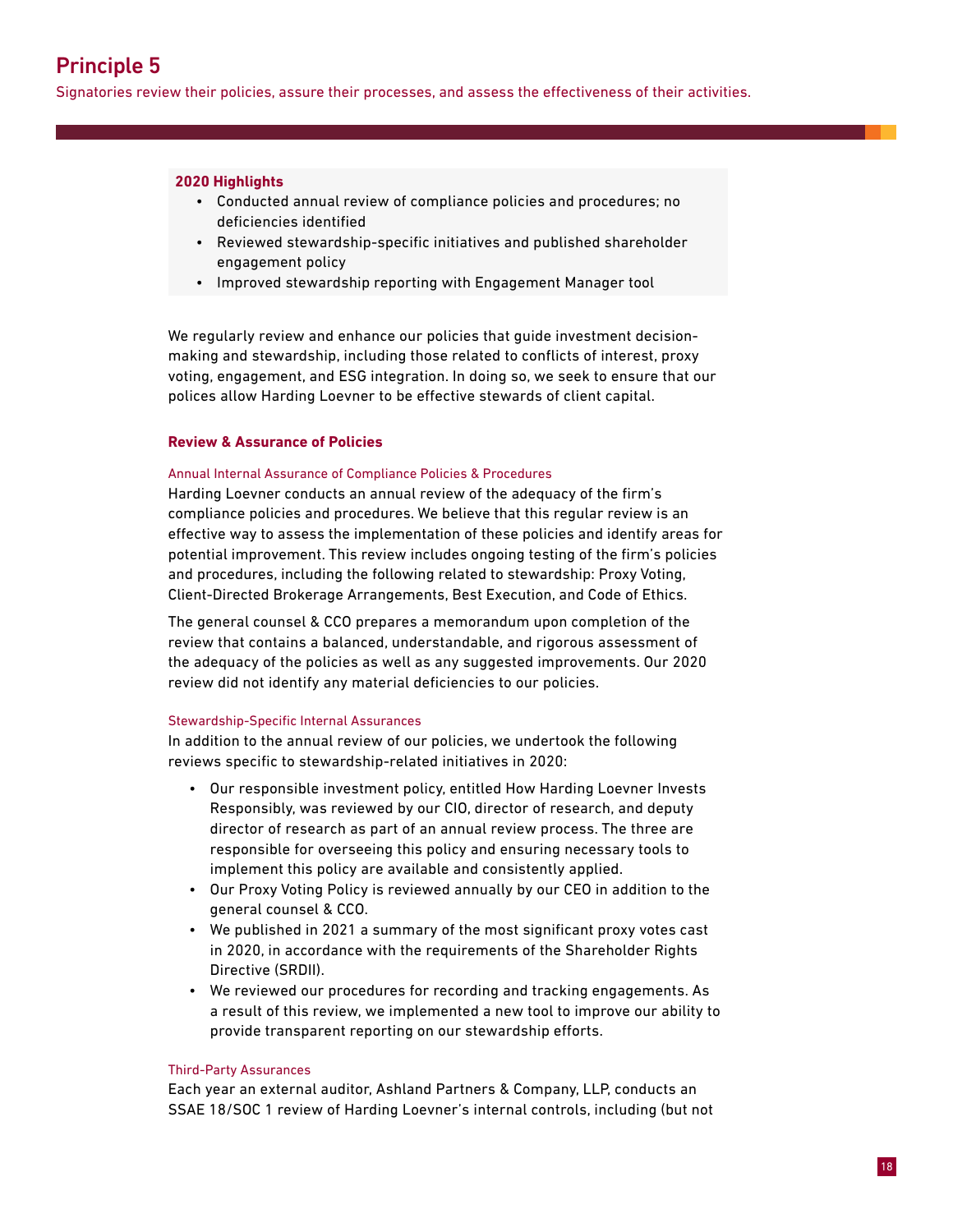# Principle 5

Signatories review their policies, assure their processes, and assess the effectiveness of their activities.

**2020 Highlights**

- Conducted annual review of compliance policies and procedures; no deficiencies identified
- Reviewed stewardship-specific initiatives and published shareholder engagement policy
- Improved stewardship reporting with Engagement Manager tool

We regularly review and enhance our policies that guide investment decision-making and stewardship, including those related to conflicts of interest, proxy voting, engagement, and ESG integration. In doing so, we seek to ensure that our polices allow Harding Loevner to be effective stewards of client capital.

## Review & Assurance of Policies

### Annual Internal Assurance of Compliance Policies & Procedures

Harding Loevner conducts an annual review of the adequacy of the firm's compliance policies and procedures. We believe that this regular review is an effective way to assess the implementation of these policies and identify areas for potential improvement. This review includes ongoing testing of the firm's policies and procedures, including the following related to stewardship: Proxy Voting, Client-Directed Brokerage Arrangements, Best Execution, and Code of Ethics.

The general counsel & CCO prepares a memorandum upon completion of the review that contains a balanced, understandable, and rigorous assessment of the adequacy of the policies as well as any suggested improvements. Our 2020 review did not identify any material deficiencies to our policies.

### Stewardship-Specific Internal Assurances

In addition to the annual review of our policies, we undertook the following reviews specific to stewardship-related initiatives in 2020:

- Our responsible investment policy, entitled How Harding Loevner Invests Responsibly, was reviewed by our CIO, director of research, and deputy director of research as part of an annual review process. The three are responsible for overseeing this policy and ensuring necessary tools to implement this policy are available and consistently applied.
- Our Proxy Voting Policy is reviewed annually by our CEO in addition to the general counsel & CCO.
- We published in 2021 a summary of the most significant proxy votes cast in 2020, in accordance with the requirements of the Shareholder Rights Directive (SRDII).
- We reviewed our procedures for recording and tracking engagements. As a result of this review, we implemented a new tool to improve our ability to provide transparent reporting on our stewardship efforts.

### Third-Party Assurances

Each year an external auditor, Ashland Partners & Company, LLP, conducts an SSAE 18/SOC 1 review of Harding Loevner's internal controls, including (but not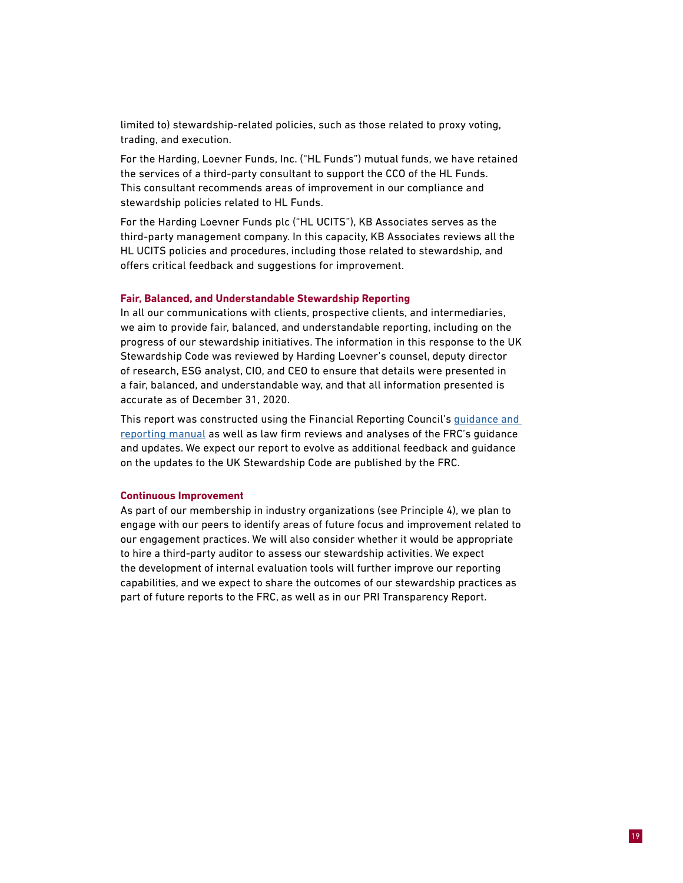limited to) stewardship-related policies, such as those related to proxy voting, trading, and execution.

For the Harding, Loevner Funds, Inc. ("HL Funds") mutual funds, we have retained the services of a third-party consultant to support the CCO of the HL Funds. This consultant recommends areas of improvement in our compliance and stewardship policies related to HL Funds.

For the Harding Loevner Funds plc ("HL UCITS"), KB Associates serves as the third-party management company. In this capacity, KB Associates reviews all the HL UCITS policies and procedures, including those related to stewardship, and offers critical feedback and suggestions for improvement.

#### Fair, Balanced, and Understandable Stewardship Reporting

In all our communications with clients, prospective clients, and intermediaries, we aim to provide fair, balanced, and understandable reporting, including on the progress of our stewardship initiatives. The information in this response to the UK Stewardship Code was reviewed by Harding Loevner's counsel, deputy director of research, ESG analyst, CIO, and CEO to ensure that details were presented in a fair, balanced, and understandable way, and that all information presented is accurate as of December 31, 2020.

This report was constructed using the Financial Reporting Council's guidance and reporting manual as well as law firm reviews and analyses of the FRC's guidance and updates. We expect our report to evolve as additional feedback and guidance on the updates to the UK Stewardship Code are published by the FRC.

#### Continuous Improvement

As part of our membership in industry organizations (see Principle 4), we plan to engage with our peers to identify areas of future focus and improvement related to our engagement practices. We will also consider whether it would be appropriate to hire a third-party auditor to assess our stewardship activities. We expect the development of internal evaluation tools will further improve our reporting capabilities, and we expect to share the outcomes of our stewardship practices as part of future reports to the FRC, as well as in our PRI Transparency Report.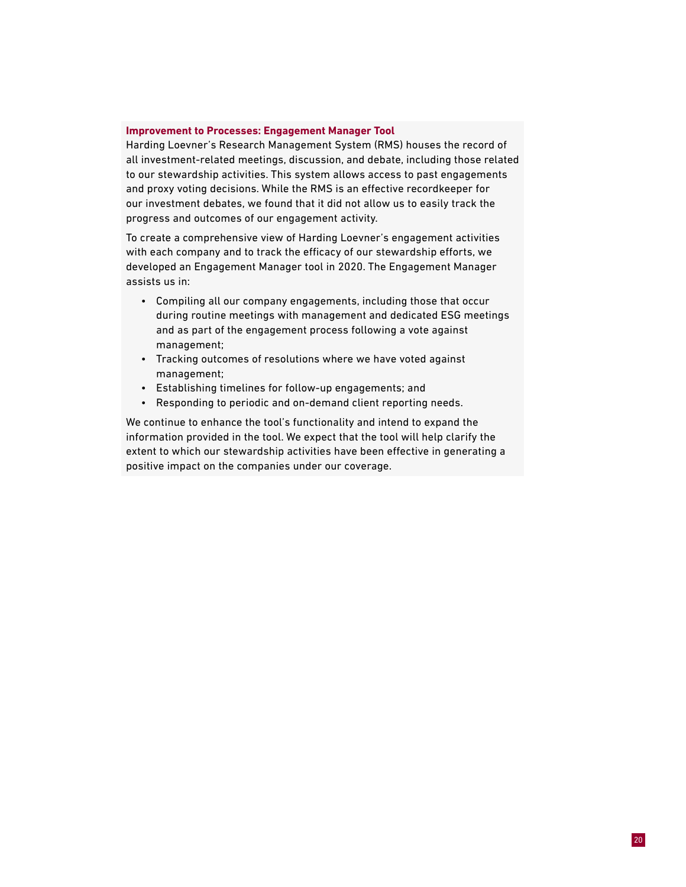### Improvement to Processes: Engagement Manager Tool

Harding Loevner's Research Management System (RMS) houses the record of all investment-related meetings, discussion, and debate, including those related to our stewardship activities. This system allows access to past engagements and proxy voting decisions. While the RMS is an effective recordkeeper for our investment debates, we found that it did not allow us to easily track the progress and outcomes of our engagement activity.

To create a comprehensive view of Harding Loevner's engagement activities with each company and to track the efficacy of our stewardship efforts, we developed an Engagement Manager tool in 2020. The Engagement Manager assists us in:

- Compiling all our company engagements, including those that occur during routine meetings with management and dedicated ESG meetings and as part of the engagement process following a vote against management;
- Tracking outcomes of resolutions where we have voted against management;
- Establishing timelines for follow-up engagements; and
- Responding to periodic and on-demand client reporting needs.

We continue to enhance the tool's functionality and intend to expand the information provided in the tool. We expect that the tool will help clarify the extent to which our stewardship activities have been effective in generating a positive impact on the companies under our coverage.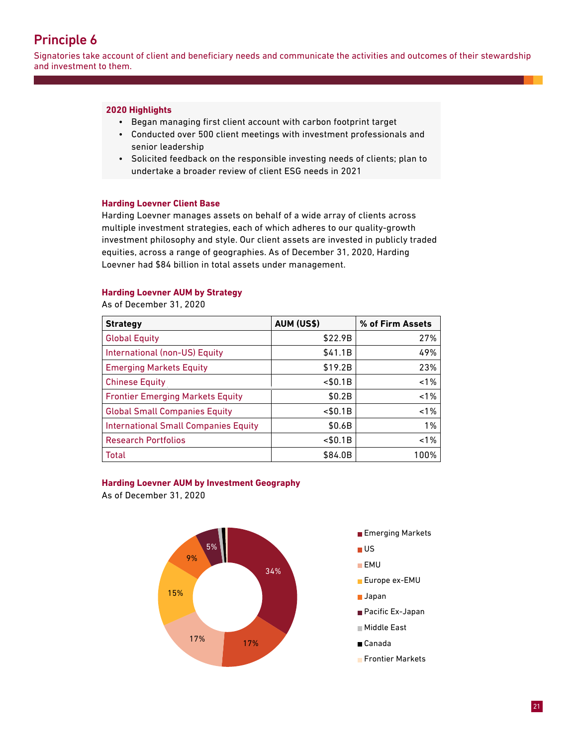# Principle 6

Signatories take account of client and beneficiary needs and communicate the activities and outcomes of their stewardship and investment to them.

**2020 Highlights**

- Began managing first client account with carbon footprint target
- Conducted over 500 client meetings with investment professionals and senior leadership
- Solicited feedback on the responsible investing needs of clients; plan to undertake a broader review of client ESG needs in 2021

**Harding Loevner Client Base**

Harding Loevner manages assets on behalf of a wide array of clients across multiple investment strategies, each of which adheres to our quality-growth investment philosophy and style. Our client assets are invested in publicly traded equities, across a range of geographies. As of December 31, 2020, Harding Loevner had $84 billion in total assets under management.

**Harding Loevner AUM by Strategy**

As of December 31, 2020

| Strategy | AUM (US$) | % of Firm Assets |
|---|---:|---:|
| Global Equity | $22.9B | 27% |
| International (non-US) Equity | $41.1B | 49% |
| Emerging Markets Equity | $19.2B | 23% |
| Chinese Equity | <$0.1B | <1% |
| Frontier Emerging Markets Equity | $0.2B | <1% |
| Global Small Companies Equity | <$0.1B | <1% |
| International Small Companies Equity | $0.6B | 1% |
| Research Portfolios | <$0.1B | <1% |
| Total | $84.0B | 100% |

**Harding Loevner AUM by Investment Geography**

As of December 31, 2020

| Investment Geography | % |
|---|---:|
| Emerging Markets | 34% |
| US | 17% |
| EMU | 17% |
| Europe ex-EMU | 15% |
| Japan | 9% |
| Pacific Ex-Japan | 5% |
| Middle East | |
| Canada | |
| Frontier Markets | |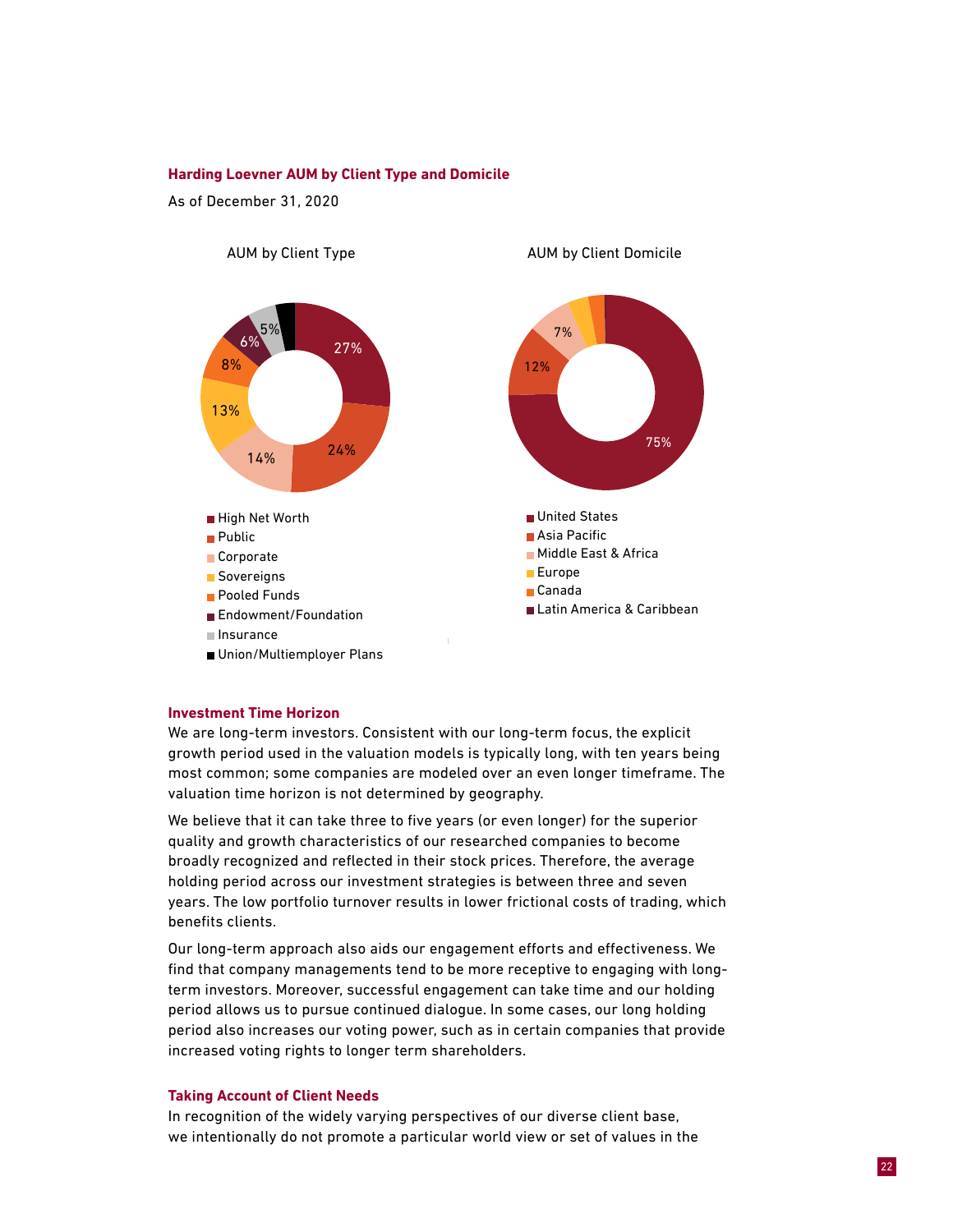### Harding Loevner AUM by Client Type and Domicile

As of December 31, 2020

AUM by Client Type

| Client Type | % |
|---|---|
| High Net Worth | 27% |
| Public | 24% |
| Corporate | 14% |
| Sovereigns | 13% |
| Pooled Funds | 8% |
| Endowment/Foundation | 6% |
| Insurance | 5% |
| Union/Multiemployer Plans | |

AUM by Client Domicile

| Client Domicile | % |
|---|---|
| United States | 75% |
| Asia Pacific | 12% |
| Middle East & Africa | 7% |
| Europe | |
| Canada | |
| Latin America & Caribbean | |

### Investment Time Horizon

We are long-term investors. Consistent with our long-term focus, the explicit growth period used in the valuation models is typically long, with ten years being most common; some companies are modeled over an even longer timeframe. The valuation time horizon is not determined by geography.

We believe that it can take three to five years (or even longer) for the superior quality and growth characteristics of our researched companies to become broadly recognized and reflected in their stock prices. Therefore, the average holding period across our investment strategies is between three and seven years. The low portfolio turnover results in lower frictional costs of trading, which benefits clients.

Our long-term approach also aids our engagement efforts and effectiveness. We find that company managements tend to be more receptive to engaging with long-term investors. Moreover, successful engagement can take time and our holding period allows us to pursue continued dialogue. In some cases, our long holding period also increases our voting power, such as in certain companies that provide increased voting rights to longer term shareholders.

### Taking Account of Client Needs

In recognition of the widely varying perspectives of our diverse client base, we intentionally do not promote a particular world view or set of values in the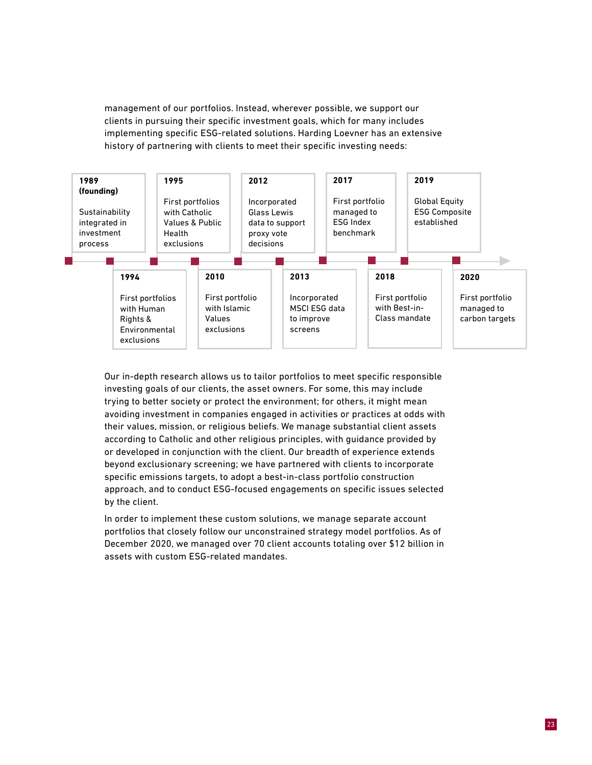management of our portfolios. Instead, wherever possible, we support our clients in pursuing their specific investment goals, which for many includes implementing specific ESG-related solutions. Harding Loevner has an extensive history of partnering with clients to meet their specific investing needs:

- **1989 (founding)** Sustainability integrated in investment process
- **1994** First portfolios with Human Rights & Environmental exclusions
- **1995** First portfolios with Catholic Values & Public Health exclusions
- **2010** First portfolio with Islamic Values exclusions
- **2012** Incorporated Glass Lewis data to support proxy vote decisions
- **2013** Incorporated MSCI ESG data to improve screens
- **2017** First portfolio managed to ESG Index benchmark
- **2018** First portfolio with Best-in-Class mandate
- **2019** Global Equity ESG Composite established
- **2020** First portfolio managed to carbon targets

Our in-depth research allows us to tailor portfolios to meet specific responsible investing goals of our clients, the asset owners. For some, this may include trying to better society or protect the environment; for others, it might mean avoiding investment in companies engaged in activities or practices at odds with their values, mission, or religious beliefs. We manage substantial client assets according to Catholic and other religious principles, with guidance provided by or developed in conjunction with the client. Our breadth of experience extends beyond exclusionary screening; we have partnered with clients to incorporate specific emissions targets, to adopt a best-in-class portfolio construction approach, and to conduct ESG-focused engagements on specific issues selected by the client.

In order to implement these custom solutions, we manage separate account portfolios that closely follow our unconstrained strategy model portfolios. As of December 2020, we managed over 70 client accounts totaling over $12 billion in assets with custom ESG-related mandates.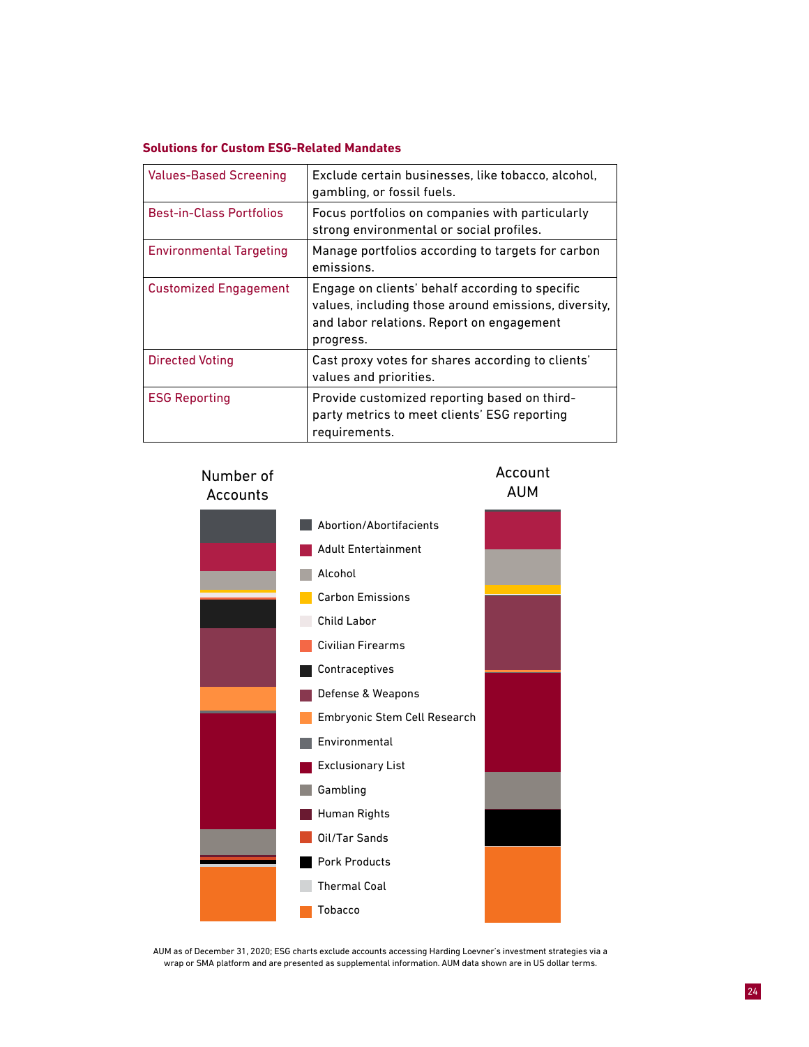**Solutions for Custom ESG-Related Mandates**

| | |
|---|---|
| Values-Based Screening | Exclude certain businesses, like tobacco, alcohol, gambling, or fossil fuels. |
| Best-in-Class Portfolios | Focus portfolios on companies with particularly strong environmental or social profiles. |
| Environmental Targeting | Manage portfolios according to targets for carbon emissions. |
| Customized Engagement | Engage on clients' behalf according to specific values, including those around emissions, diversity, and labor relations. Report on engagement progress. |
| Directed Voting | Cast proxy votes for shares according to clients' values and priorities. |
| ESG Reporting | Provide customized reporting based on third-party metrics to meet clients' ESG reporting requirements. |

Number of Accounts

Account AUM

- Abortion/Abortifacients
- Adult Entertainment
- Alcohol
- Carbon Emissions
- Child Labor
- Civilian Firearms
- Contraceptives
- Defense & Weapons
- Embryonic Stem Cell Research
- Environmental
- Exclusionary List
- Gambling
- Human Rights
- Oil/Tar Sands
- Pork Products
- Thermal Coal
- Tobacco

AUM as of December 31, 2020; ESG charts exclude accounts accessing Harding Loevner's investment strategies via a wrap or SMA platform and are presented as supplemental information. AUM data shown are in US dollar terms.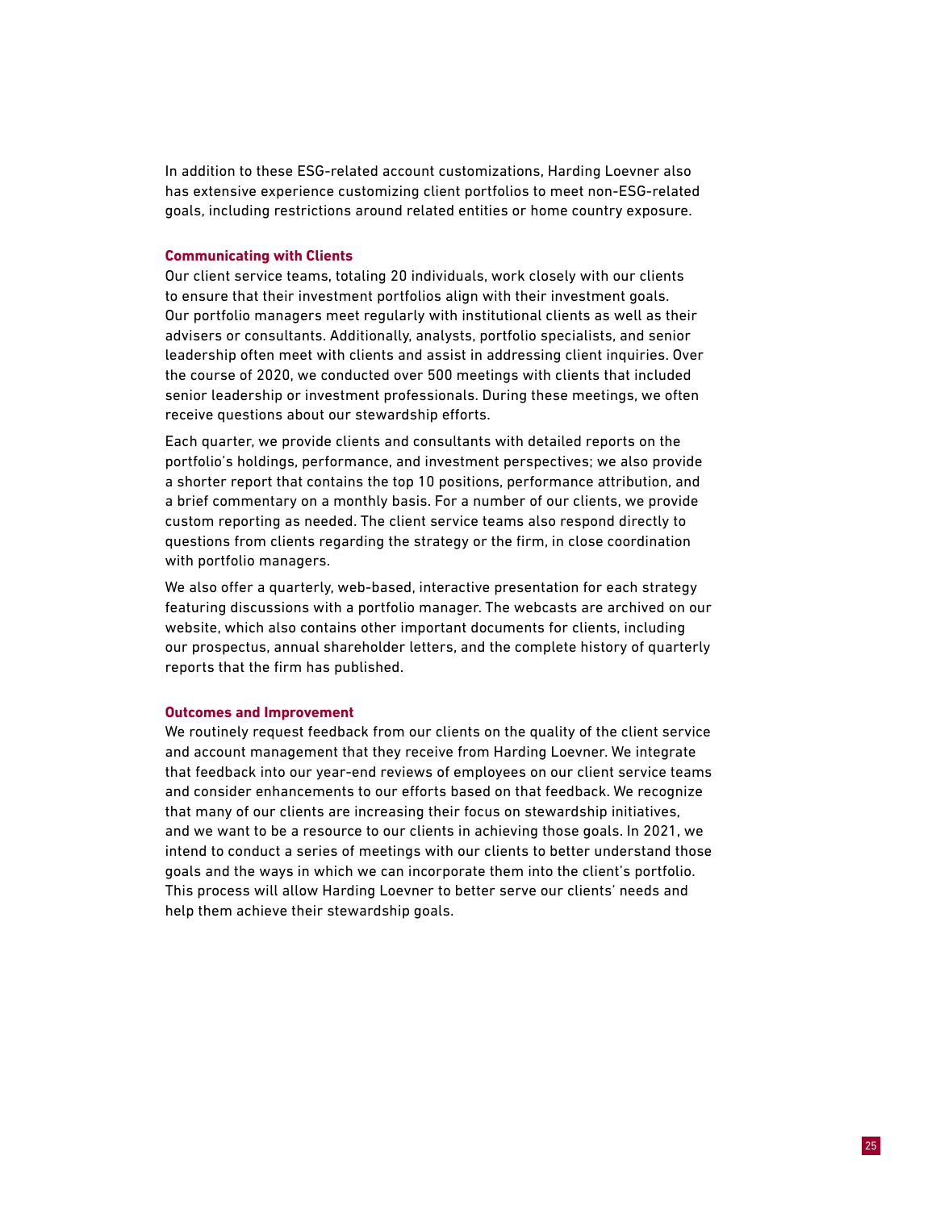In addition to these ESG-related account customizations, Harding Loevner also has extensive experience customizing client portfolios to meet non-ESG-related goals, including restrictions around related entities or home country exposure.

### Communicating with Clients

Our client service teams, totaling 20 individuals, work closely with our clients to ensure that their investment portfolios align with their investment goals. Our portfolio managers meet regularly with institutional clients as well as their advisers or consultants. Additionally, analysts, portfolio specialists, and senior leadership often meet with clients and assist in addressing client inquiries. Over the course of 2020, we conducted over 500 meetings with clients that included senior leadership or investment professionals. During these meetings, we often receive questions about our stewardship efforts.

Each quarter, we provide clients and consultants with detailed reports on the portfolio's holdings, performance, and investment perspectives; we also provide a shorter report that contains the top 10 positions, performance attribution, and a brief commentary on a monthly basis. For a number of our clients, we provide custom reporting as needed. The client service teams also respond directly to questions from clients regarding the strategy or the firm, in close coordination with portfolio managers.

We also offer a quarterly, web-based, interactive presentation for each strategy featuring discussions with a portfolio manager. The webcasts are archived on our website, which also contains other important documents for clients, including our prospectus, annual shareholder letters, and the complete history of quarterly reports that the firm has published.

### Outcomes and Improvement

We routinely request feedback from our clients on the quality of the client service and account management that they receive from Harding Loevner. We integrate that feedback into our year-end reviews of employees on our client service teams and consider enhancements to our efforts based on that feedback. We recognize that many of our clients are increasing their focus on stewardship initiatives, and we want to be a resource to our clients in achieving those goals. In 2021, we intend to conduct a series of meetings with our clients to better understand those goals and the ways in which we can incorporate them into the client's portfolio. This process will allow Harding Loevner to better serve our clients' needs and help them achieve their stewardship goals.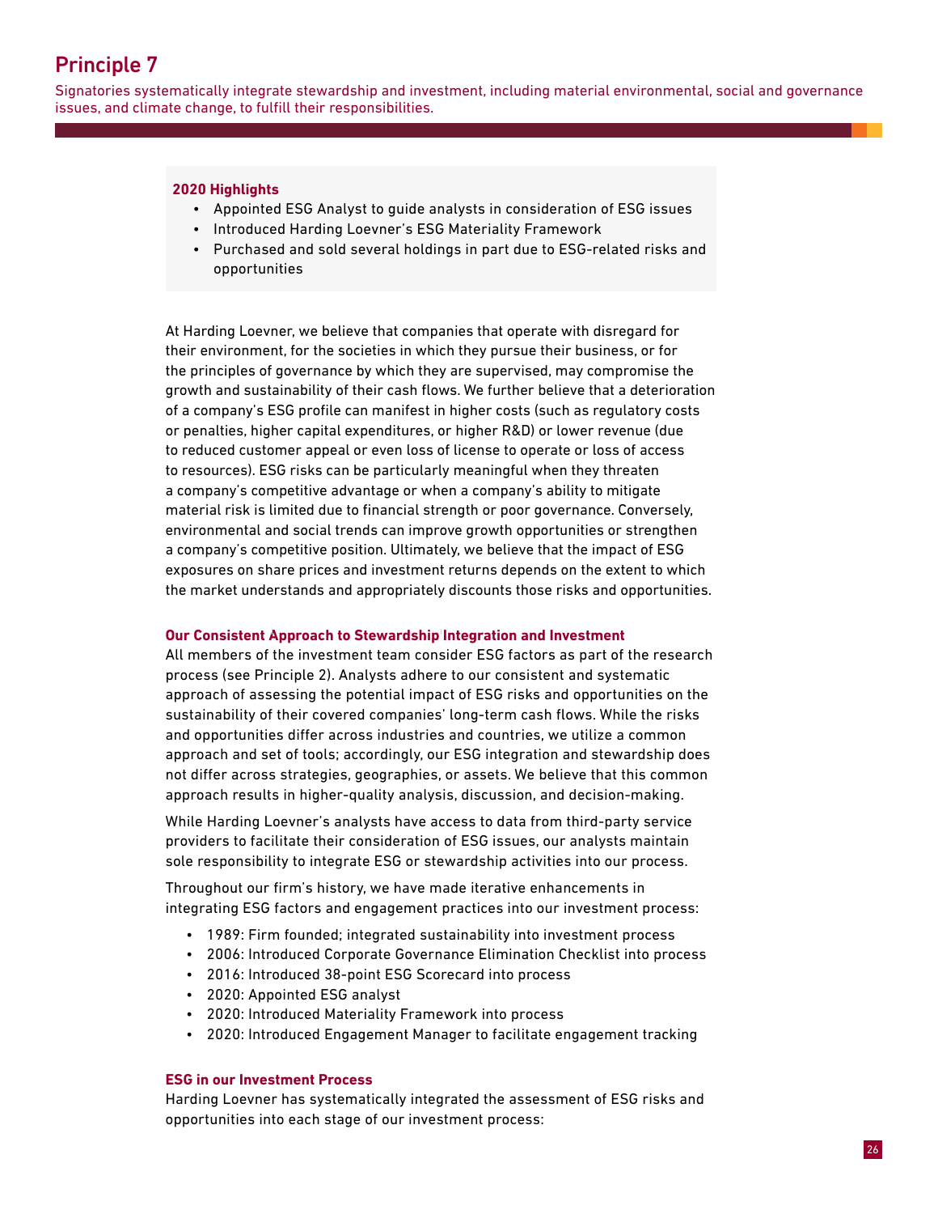# Principle 7

Signatories systematically integrate stewardship and investment, including material environmental, social and governance issues, and climate change, to fulfill their responsibilities.

**2020 Highlights**

- Appointed ESG Analyst to guide analysts in consideration of ESG issues
- Introduced Harding Loevner's ESG Materiality Framework
- Purchased and sold several holdings in part due to ESG-related risks and opportunities

At Harding Loevner, we believe that companies that operate with disregard for their environment, for the societies in which they pursue their business, or for the principles of governance by which they are supervised, may compromise the growth and sustainability of their cash flows. We further believe that a deterioration of a company's ESG profile can manifest in higher costs (such as regulatory costs or penalties, higher capital expenditures, or higher R&D) or lower revenue (due to reduced customer appeal or even loss of license to operate or loss of access to resources). ESG risks can be particularly meaningful when they threaten a company's competitive advantage or when a company's ability to mitigate material risk is limited due to financial strength or poor governance. Conversely, environmental and social trends can improve growth opportunities or strengthen a company's competitive position. Ultimately, we believe that the impact of ESG exposures on share prices and investment returns depends on the extent to which the market understands and appropriately discounts those risks and opportunities.

### Our Consistent Approach to Stewardship Integration and Investment

All members of the investment team consider ESG factors as part of the research process (see Principle 2). Analysts adhere to our consistent and systematic approach of assessing the potential impact of ESG risks and opportunities on the sustainability of their covered companies' long-term cash flows. While the risks and opportunities differ across industries and countries, we utilize a common approach and set of tools; accordingly, our ESG integration and stewardship does not differ across strategies, geographies, or assets. We believe that this common approach results in higher-quality analysis, discussion, and decision-making.

While Harding Loevner's analysts have access to data from third-party service providers to facilitate their consideration of ESG issues, our analysts maintain sole responsibility to integrate ESG or stewardship activities into our process.

Throughout our firm's history, we have made iterative enhancements in integrating ESG factors and engagement practices into our investment process:

- 1989: Firm founded; integrated sustainability into investment process
- 2006: Introduced Corporate Governance Elimination Checklist into process
- 2016: Introduced 38-point ESG Scorecard into process
- 2020: Appointed ESG analyst
- 2020: Introduced Materiality Framework into process
- 2020: Introduced Engagement Manager to facilitate engagement tracking

### ESG in our Investment Process

Harding Loevner has systematically integrated the assessment of ESG risks and opportunities into each stage of our investment process: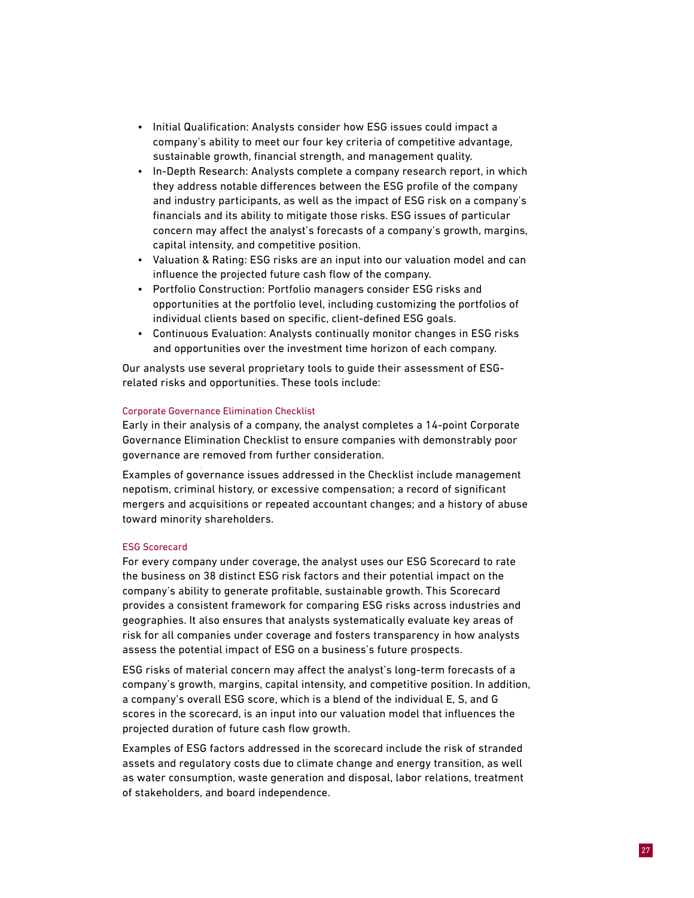- Initial Qualification: Analysts consider how ESG issues could impact a company's ability to meet our four key criteria of competitive advantage, sustainable growth, financial strength, and management quality.
- In-Depth Research: Analysts complete a company research report, in which they address notable differences between the ESG profile of the company and industry participants, as well as the impact of ESG risk on a company's financials and its ability to mitigate those risks. ESG issues of particular concern may affect the analyst's forecasts of a company's growth, margins, capital intensity, and competitive position.
- Valuation & Rating: ESG risks are an input into our valuation model and can influence the projected future cash flow of the company.
- Portfolio Construction: Portfolio managers consider ESG risks and opportunities at the portfolio level, including customizing the portfolios of individual clients based on specific, client-defined ESG goals.
- Continuous Evaluation: Analysts continually monitor changes in ESG risks and opportunities over the investment time horizon of each company.

Our analysts use several proprietary tools to guide their assessment of ESG-related risks and opportunities. These tools include:

### Corporate Governance Elimination Checklist

Early in their analysis of a company, the analyst completes a 14-point Corporate Governance Elimination Checklist to ensure companies with demonstrably poor governance are removed from further consideration.

Examples of governance issues addressed in the Checklist include management nepotism, criminal history, or excessive compensation; a record of significant mergers and acquisitions or repeated accountant changes; and a history of abuse toward minority shareholders.

### ESG Scorecard

For every company under coverage, the analyst uses our ESG Scorecard to rate the business on 38 distinct ESG risk factors and their potential impact on the company's ability to generate profitable, sustainable growth. This Scorecard provides a consistent framework for comparing ESG risks across industries and geographies. It also ensures that analysts systematically evaluate key areas of risk for all companies under coverage and fosters transparency in how analysts assess the potential impact of ESG on a business's future prospects.

ESG risks of material concern may affect the analyst's long-term forecasts of a company's growth, margins, capital intensity, and competitive position. In addition, a company's overall ESG score, which is a blend of the individual E, S, and G scores in the scorecard, is an input into our valuation model that influences the projected duration of future cash flow growth.

Examples of ESG factors addressed in the scorecard include the risk of stranded assets and regulatory costs due to climate change and energy transition, as well as water consumption, waste generation and disposal, labor relations, treatment of stakeholders, and board independence.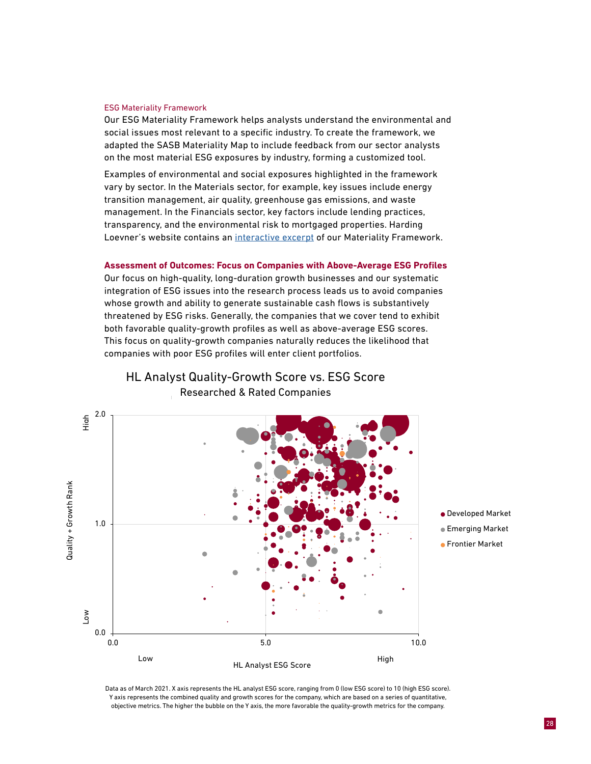ESG Materiality Framework

Our ESG Materiality Framework helps analysts understand the environmental and social issues most relevant to a specific industry. To create the framework, we adapted the SASB Materiality Map to include feedback from our sector analysts on the most material ESG exposures by industry, forming a customized tool.

Examples of environmental and social exposures highlighted in the framework vary by sector. In the Materials sector, for example, key issues include energy transition management, air quality, greenhouse gas emissions, and waste management. In the Financials sector, key factors include lending practices, transparency, and the environmental risk to mortgaged properties. Harding Loevner's website contains an interactive excerpt of our Materiality Framework.

**Assessment of Outcomes: Focus on Companies with Above-Average ESG Profiles**

Our focus on high-quality, long-duration growth businesses and our systematic integration of ESG issues into the research process leads us to avoid companies whose growth and ability to generate sustainable cash flows is substantively threatened by ESG risks. Generally, the companies that we cover tend to exhibit both favorable quality-growth profiles as well as above-average ESG scores. This focus on quality-growth companies naturally reduces the likelihood that companies with poor ESG profiles will enter client portfolios.

HL Analyst Quality-Growth Score vs. ESG Score

Researched & Rated Companies

Data as of March 2021. X axis represents the HL analyst ESG score, ranging from 0 (low ESG score) to 10 (high ESG score). Y axis represents the combined quality and growth scores for the company, which are based on a series of quantitative, objective metrics. The higher the bubble on the Y axis, the more favorable the quality-growth metrics for the company.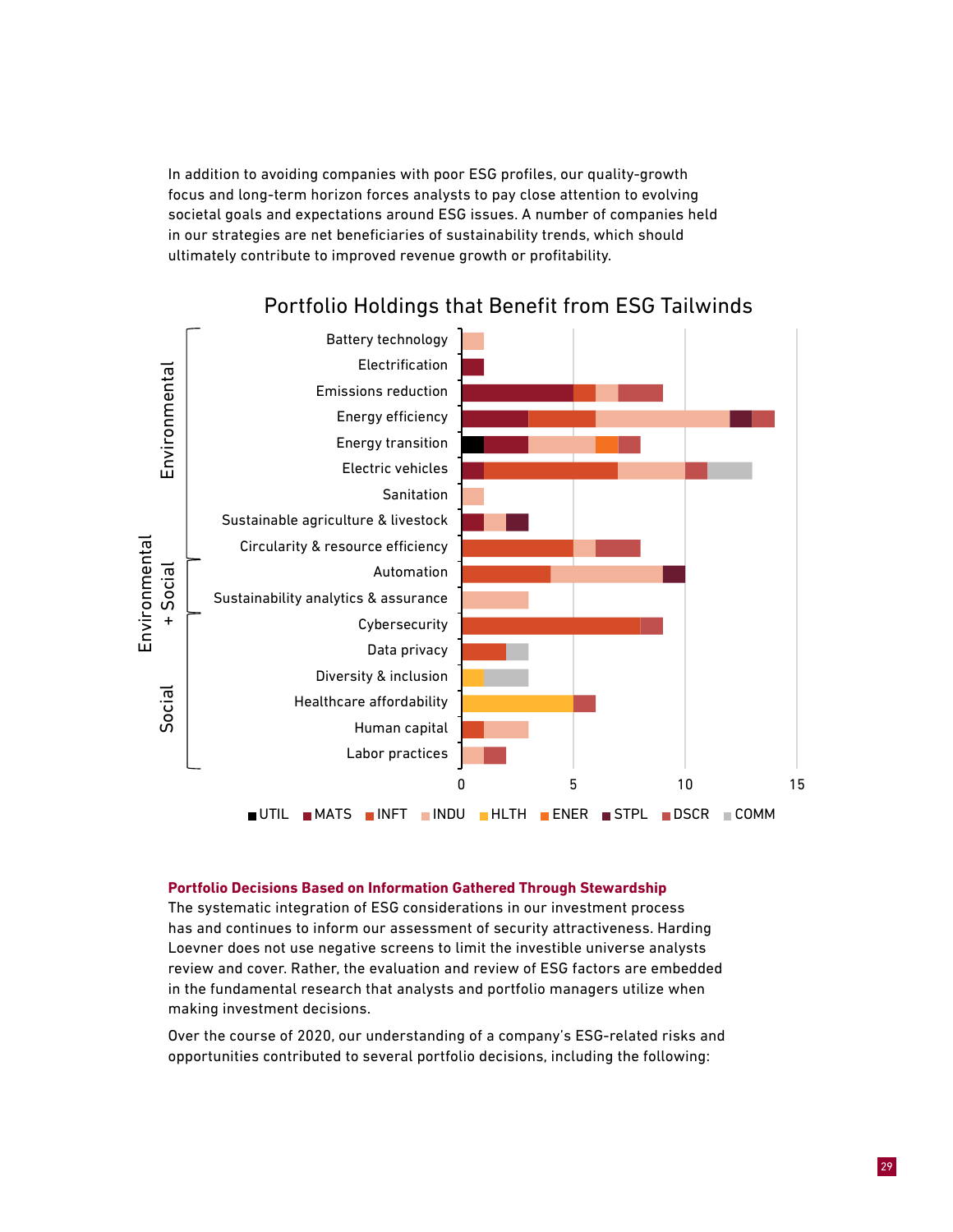In addition to avoiding companies with poor ESG profiles, our quality-growth focus and long-term horizon forces analysts to pay close attention to evolving societal goals and expectations around ESG issues. A number of companies held in our strategies are net beneficiaries of sustainability trends, which should ultimately contribute to improved revenue growth or profitability.

### Portfolio Holdings that Benefit from ESG Tailwinds

| Category | Theme | UTIL | MATS | INFT | INDU | HLTH | ENER | STPL | DSCR | COMM |
|---|---|---|---|---|---|---|---|---|---|---|
| Environmental | Battery technology | | | | 1 | | | | | |
| Environmental | Electrification | | 1 | | | | | | | |
| Environmental | Emissions reduction | | 5 | 1 | 1 | | | | 2 | |
| Environmental | Energy efficiency | | 3 | 3 | 6 | | | 1 | 1 | |
| Environmental | Energy transition | 1 | 2 | | 3 | | 1 | | 1 | |
| Environmental | Electric vehicles | | 1 | 6 | 3 | | | | 1 | 2 |
| Environmental | Sanitation | | | | 1 | | | | | |
| Environmental | Sustainable agriculture & livestock | | 1 | | 1 | | | 1 | | |
| Environmental | Circularity & resource efficiency | | | 5 | 1 | | | | 2 | |
| Environmental + Social | Automation | | | 4 | 5 | | | 1 | | |
| Environmental + Social | Sustainability analytics & assurance | | | | 3 | | | | | |
| Social | Cybersecurity | | | 8 | | | | | 1 | |
| Social | Data privacy | | | 2 | | | | | | 1 |
| Social | Diversity & inclusion | | | | | 1 | | | | 2 |
| Social | Healthcare affordability | | | | | 5 | | | 1 | |
| Social | Human capital | | | 1 | 2 | | | | | |
| Social | Labor practices | | | | 1 | | | | 1 | |

**Portfolio Decisions Based on Information Gathered Through Stewardship**

The systematic integration of ESG considerations in our investment process has and continues to inform our assessment of security attractiveness. Harding Loevner does not use negative screens to limit the investible universe analysts review and cover. Rather, the evaluation and review of ESG factors are embedded in the fundamental research that analysts and portfolio managers utilize when making investment decisions.

Over the course of 2020, our understanding of a company's ESG-related risks and opportunities contributed to several portfolio decisions, including the following: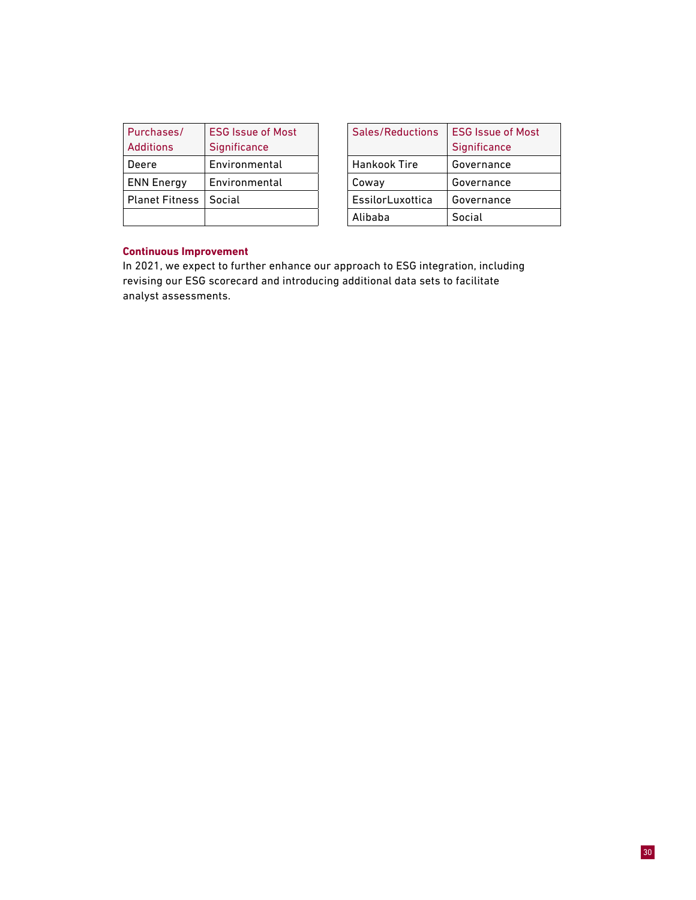| Purchases/ Additions | ESG Issue of Most Significance |
|---|---|
| Deere | Environmental |
| ENN Energy | Environmental |
| Planet Fitness | Social |
| | |

| Sales/Reductions | ESG Issue of Most Significance |
|---|---|
| Hankook Tire | Governance |
| Coway | Governance |
| EssilorLuxottica | Governance |
| Alibaba | Social |

**Continuous Improvement**

In 2021, we expect to further enhance our approach to ESG integration, including revising our ESG scorecard and introducing additional data sets to facilitate analyst assessments.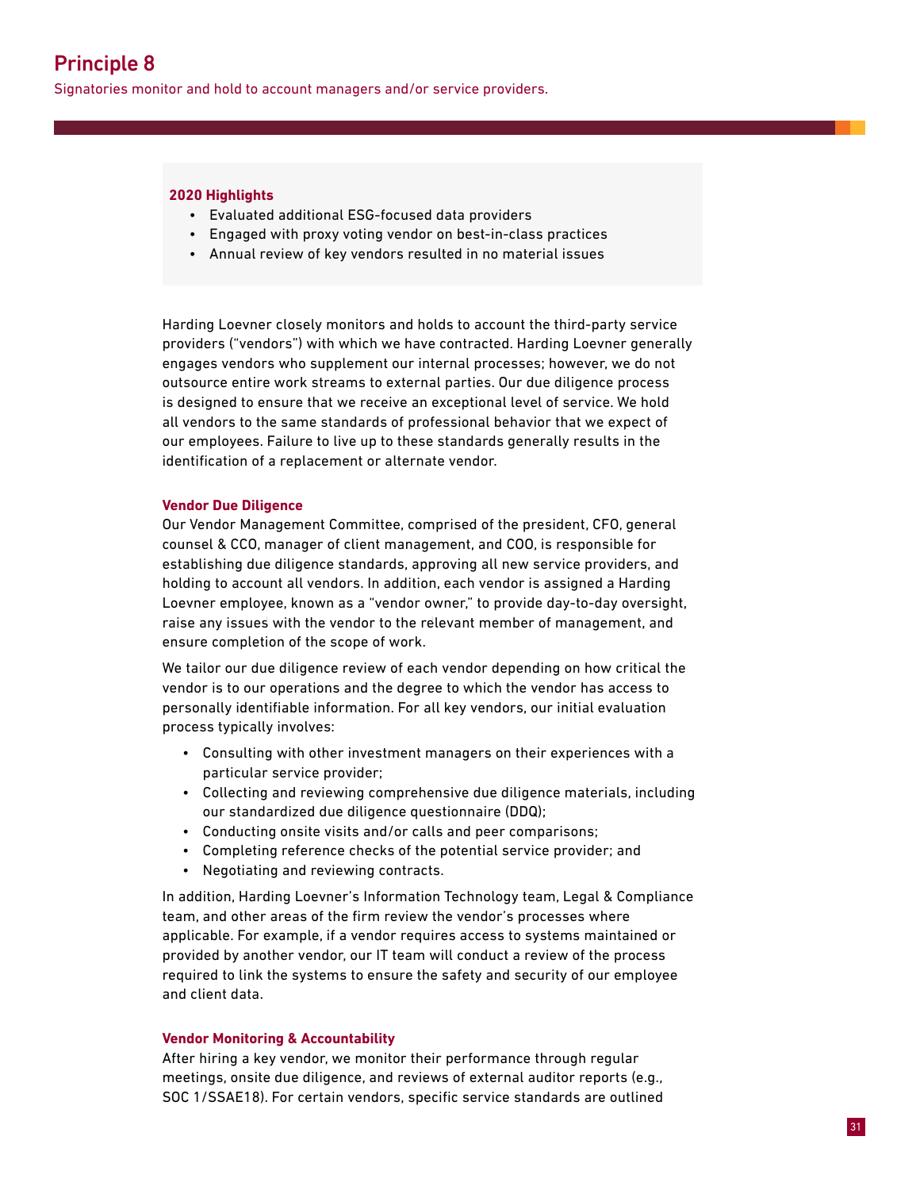## Principle 8

Signatories monitor and hold to account managers and/or service providers.

**2020 Highlights**

- Evaluated additional ESG-focused data providers
- Engaged with proxy voting vendor on best-in-class practices
- Annual review of key vendors resulted in no material issues

Harding Loevner closely monitors and holds to account the third-party service providers ("vendors") with which we have contracted. Harding Loevner generally engages vendors who supplement our internal processes; however, we do not outsource entire work streams to external parties. Our due diligence process is designed to ensure that we receive an exceptional level of service. We hold all vendors to the same standards of professional behavior that we expect of our employees. Failure to live up to these standards generally results in the identification of a replacement or alternate vendor.

### Vendor Due Diligence

Our Vendor Management Committee, comprised of the president, CFO, general counsel & CCO, manager of client management, and COO, is responsible for establishing due diligence standards, approving all new service providers, and holding to account all vendors. In addition, each vendor is assigned a Harding Loevner employee, known as a "vendor owner," to provide day-to-day oversight, raise any issues with the vendor to the relevant member of management, and ensure completion of the scope of work.

We tailor our due diligence review of each vendor depending on how critical the vendor is to our operations and the degree to which the vendor has access to personally identifiable information. For all key vendors, our initial evaluation process typically involves:

- Consulting with other investment managers on their experiences with a particular service provider;
- Collecting and reviewing comprehensive due diligence materials, including our standardized due diligence questionnaire (DDQ);
- Conducting onsite visits and/or calls and peer comparisons;
- Completing reference checks of the potential service provider; and
- Negotiating and reviewing contracts.

In addition, Harding Loevner's Information Technology team, Legal & Compliance team, and other areas of the firm review the vendor's processes where applicable. For example, if a vendor requires access to systems maintained or provided by another vendor, our IT team will conduct a review of the process required to link the systems to ensure the safety and security of our employee and client data.

### Vendor Monitoring & Accountability

After hiring a key vendor, we monitor their performance through regular meetings, onsite due diligence, and reviews of external auditor reports (e.g., SOC 1/SSAE18). For certain vendors, specific service standards are outlined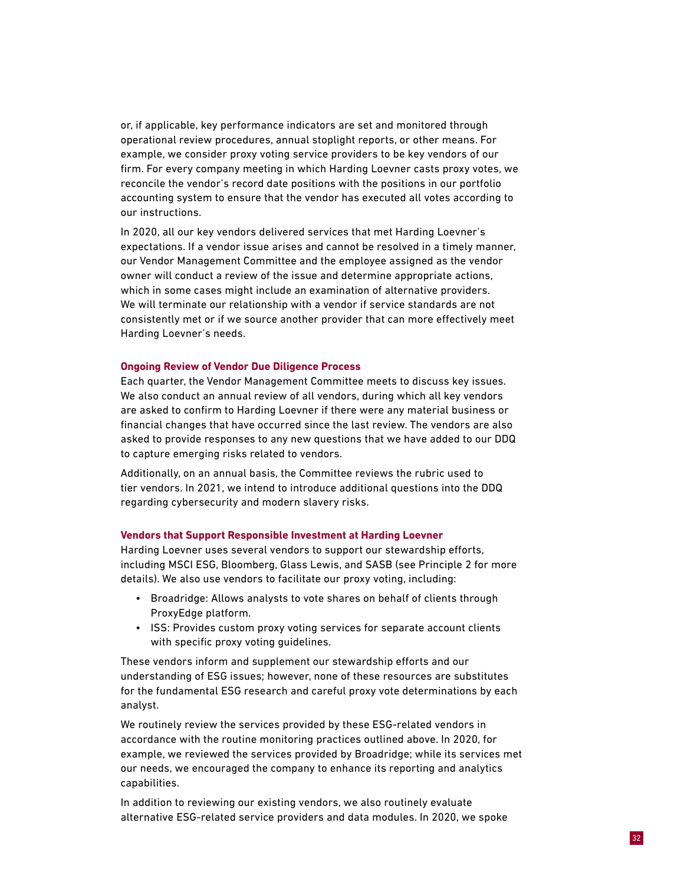or, if applicable, key performance indicators are set and monitored through operational review procedures, annual stoplight reports, or other means. For example, we consider proxy voting service providers to be key vendors of our firm. For every company meeting in which Harding Loevner casts proxy votes, we reconcile the vendor's record date positions with the positions in our portfolio accounting system to ensure that the vendor has executed all votes according to our instructions.

In 2020, all our key vendors delivered services that met Harding Loevner's expectations. If a vendor issue arises and cannot be resolved in a timely manner, our Vendor Management Committee and the employee assigned as the vendor owner will conduct a review of the issue and determine appropriate actions, which in some cases might include an examination of alternative providers. We will terminate our relationship with a vendor if service standards are not consistently met or if we source another provider that can more effectively meet Harding Loevner's needs.

#### Ongoing Review of Vendor Due Diligence Process

Each quarter, the Vendor Management Committee meets to discuss key issues. We also conduct an annual review of all vendors, during which all key vendors are asked to confirm to Harding Loevner if there were any material business or financial changes that have occurred since the last review. The vendors are also asked to provide responses to any new questions that we have added to our DDQ to capture emerging risks related to vendors.

Additionally, on an annual basis, the Committee reviews the rubric used to tier vendors. In 2021, we intend to introduce additional questions into the DDQ regarding cybersecurity and modern slavery risks.

#### Vendors that Support Responsible Investment at Harding Loevner

Harding Loevner uses several vendors to support our stewardship efforts, including MSCI ESG, Bloomberg, Glass Lewis, and SASB (see Principle 2 for more details). We also use vendors to facilitate our proxy voting, including:

- Broadridge: Allows analysts to vote shares on behalf of clients through ProxyEdge platform.
- ISS: Provides custom proxy voting services for separate account clients with specific proxy voting guidelines.

These vendors inform and supplement our stewardship efforts and our understanding of ESG issues; however, none of these resources are substitutes for the fundamental ESG research and careful proxy vote determinations by each analyst.

We routinely review the services provided by these ESG-related vendors in accordance with the routine monitoring practices outlined above. In 2020, for example, we reviewed the services provided by Broadridge; while its services met our needs, we encouraged the company to enhance its reporting and analytics capabilities.

In addition to reviewing our existing vendors, we also routinely evaluate alternative ESG-related service providers and data modules. In 2020, we spoke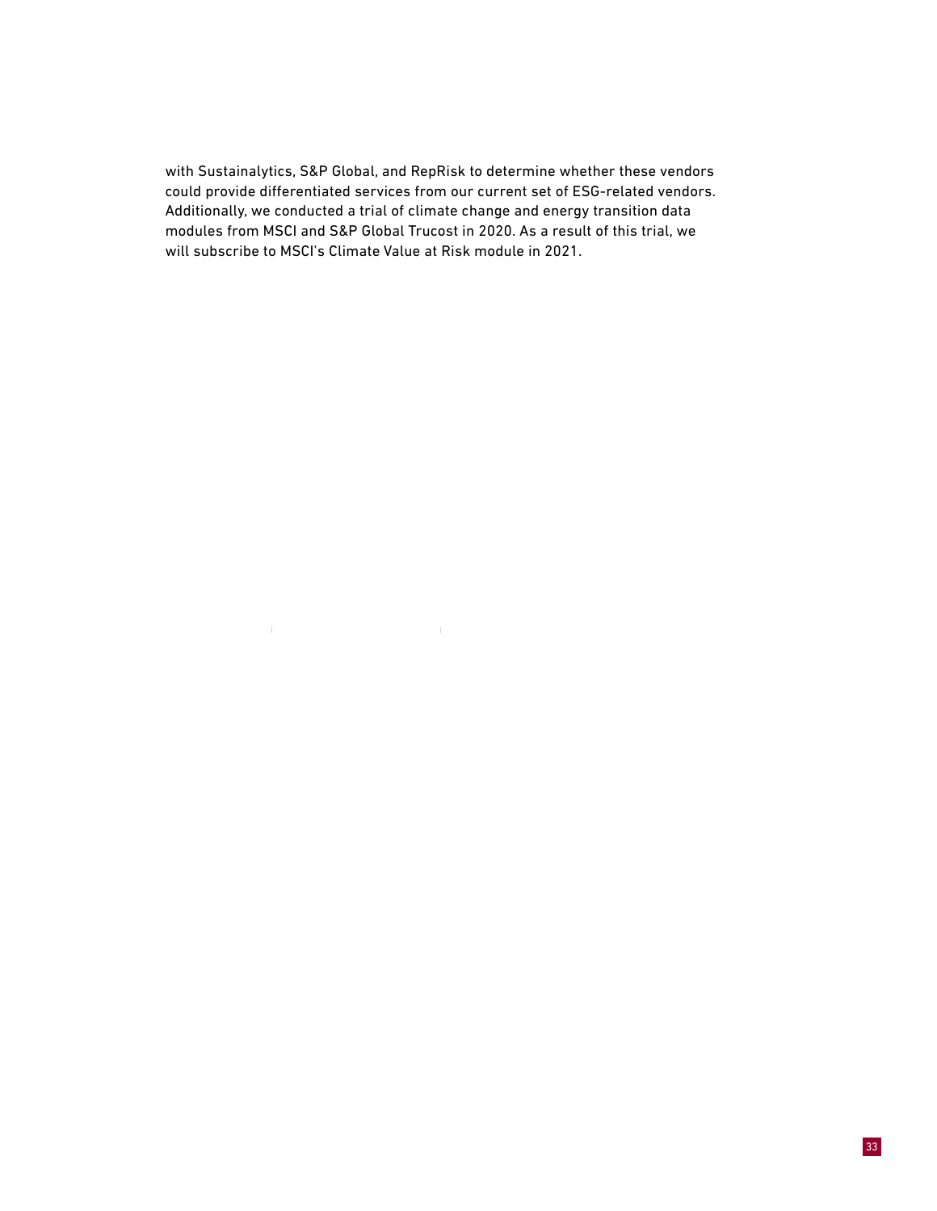with Sustainalytics, S&P Global, and RepRisk to determine whether these vendors could provide differentiated services from our current set of ESG-related vendors. Additionally, we conducted a trial of climate change and energy transition data modules from MSCI and S&P Global Trucost in 2020. As a result of this trial, we will subscribe to MSCI's Climate Value at Risk module in 2021.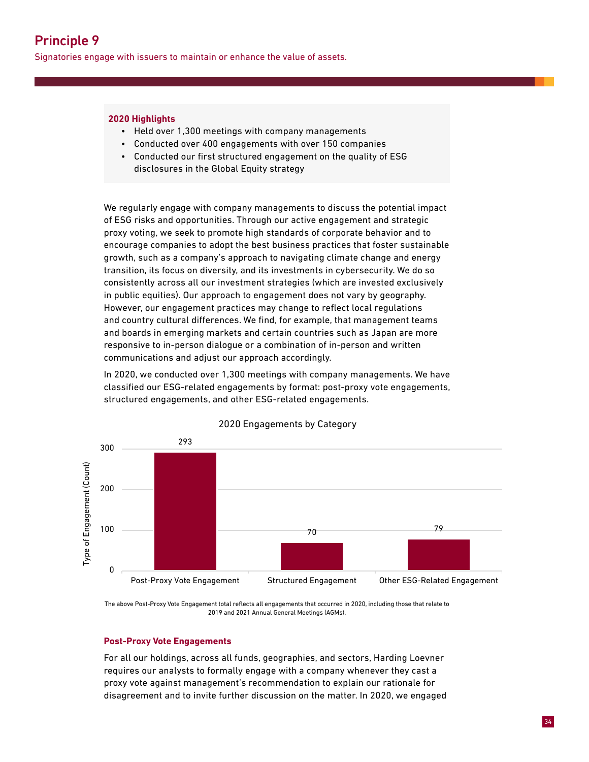# Principle 9

Signatories engage with issuers to maintain or enhance the value of assets.

**2020 Highlights**

- Held over 1,300 meetings with company managements
- Conducted over 400 engagements with over 150 companies
- Conducted our first structured engagement on the quality of ESG disclosures in the Global Equity strategy

We regularly engage with company managements to discuss the potential impact of ESG risks and opportunities. Through our active engagement and strategic proxy voting, we seek to promote high standards of corporate behavior and to encourage companies to adopt the best business practices that foster sustainable growth, such as a company's approach to navigating climate change and energy transition, its focus on diversity, and its investments in cybersecurity. We do so consistently across all our investment strategies (which are invested exclusively in public equities). Our approach to engagement does not vary by geography. However, our engagement practices may change to reflect local regulations and country cultural differences. We find, for example, that management teams and boards in emerging markets and certain countries such as Japan are more responsive to in-person dialogue or a combination of in-person and written communications and adjust our approach accordingly.

In 2020, we conducted over 1,300 meetings with company managements. We have classified our ESG-related engagements by format: post-proxy vote engagements, structured engagements, and other ESG-related engagements.

**2020 Engagements by Category**

| Type of Engagement | Count |
|---|---|
| Post-Proxy Vote Engagement | 293 |
| Structured Engagement | 70 |
| Other ESG-Related Engagement | 79 |

The above Post-Proxy Vote Engagement total reflects all engagements that occurred in 2020, including those that relate to 2019 and 2021 Annual General Meetings (AGMs).

### Post-Proxy Vote Engagements

For all our holdings, across all funds, geographies, and sectors, Harding Loevner requires our analysts to formally engage with a company whenever they cast a proxy vote against management's recommendation to explain our rationale for disagreement and to invite further discussion on the matter. In 2020, we engaged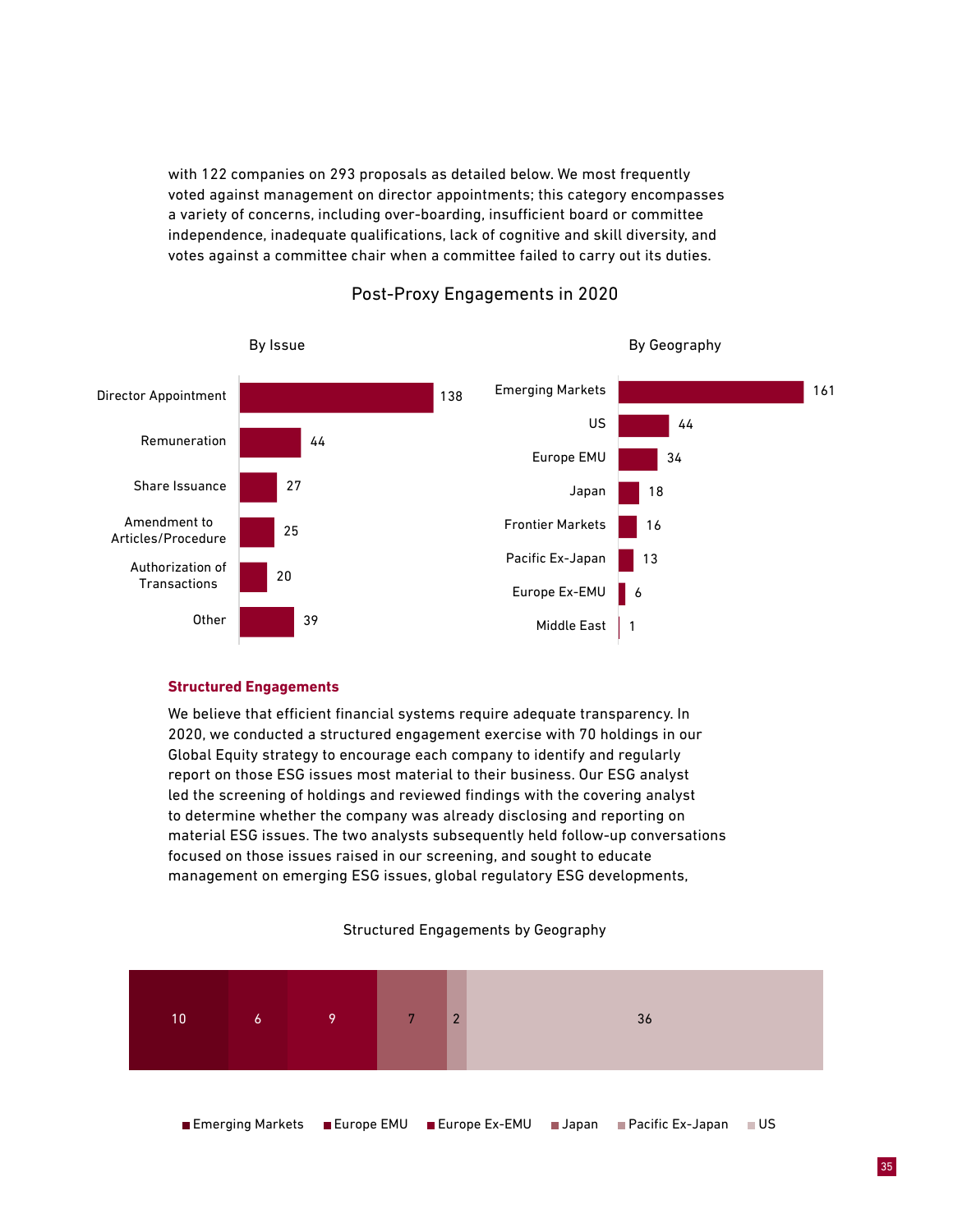with 122 companies on 293 proposals as detailed below. We most frequently voted against management on director appointments; this category encompasses a variety of concerns, including over-boarding, insufficient board or committee independence, inadequate qualifications, lack of cognitive and skill diversity, and votes against a committee chair when a committee failed to carry out its duties.

### Post-Proxy Engagements in 2020

**By Issue**

| Issue | Count |
|---|---|
| Director Appointment | 138 |
| Remuneration | 44 |
| Share Issuance | 27 |
| Amendment to Articles/Procedure | 25 |
| Authorization of Transactions | 20 |
| Other | 39 |

**By Geography**

| Geography | Count |
|---|---|
| Emerging Markets | 161 |
| US | 44 |
| Europe EMU | 34 |
| Japan | 18 |
| Frontier Markets | 16 |
| Pacific Ex-Japan | 13 |
| Europe Ex-EMU | 6 |
| Middle East | 1 |

## Structured Engagements

We believe that efficient financial systems require adequate transparency. In 2020, we conducted a structured engagement exercise with 70 holdings in our Global Equity strategy to encourage each company to identify and regularly report on those ESG issues most material to their business. Our ESG analyst led the screening of holdings and reviewed findings with the covering analyst to determine whether the company was already disclosing and reporting on material ESG issues. The two analysts subsequently held follow-up conversations focused on those issues raised in our screening, and sought to educate management on emerging ESG issues, global regulatory ESG developments,

### Structured Engagements by Geography

| Geography | Count |
|---|---|
| Emerging Markets | 10 |
| Europe EMU | 6 |
| Europe Ex-EMU | 9 |
| Japan | 7 |
| Pacific Ex-Japan | 2 |
| US | 36 |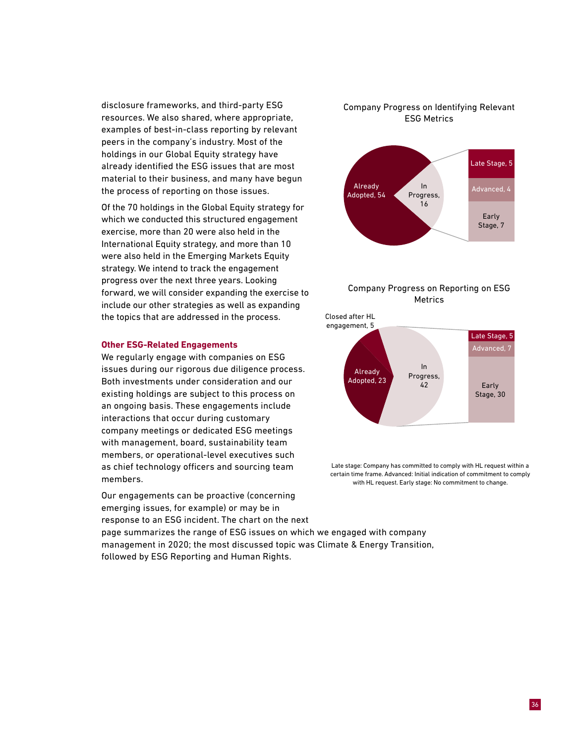disclosure frameworks, and third-party ESG resources. We also shared, where appropriate, examples of best-in-class reporting by relevant peers in the company's industry. Most of the holdings in our Global Equity strategy have already identified the ESG issues that are most material to their business, and many have begun the process of reporting on those issues.

Of the 70 holdings in the Global Equity strategy for which we conducted this structured engagement exercise, more than 20 were also held in the International Equity strategy, and more than 10 were also held in the Emerging Markets Equity strategy. We intend to track the engagement progress over the next three years. Looking forward, we will consider expanding the exercise to include our other strategies as well as expanding the topics that are addressed in the process.

**Company Progress on Identifying Relevant ESG Metrics**

| Category | Count |
| --- | --- |
| Already Adopted | 54 |
| In Progress | 16 |
| Late Stage | 5 |
| Advanced | 4 |
| Early Stage | 7 |

**Company Progress on Reporting on ESG Metrics**

| Category | Count |
| --- | --- |
| Closed after HL engagement | 5 |
| Already Adopted | 23 |
| In Progress | 42 |
| Late Stage | 5 |
| Advanced | 7 |
| Early Stage | 30 |

Late stage: Company has committed to comply with HL request within a certain time frame. Advanced: Initial indication of commitment to comply with HL request. Early stage: No commitment to change.

### Other ESG-Related Engagements

We regularly engage with companies on ESG issues during our rigorous due diligence process. Both investments under consideration and our existing holdings are subject to this process on an ongoing basis. These engagements include interactions that occur during customary company meetings or dedicated ESG meetings with management, board, sustainability team members, or operational-level executives such as chief technology officers and sourcing team members.

Our engagements can be proactive (concerning emerging issues, for example) or may be in response to an ESG incident. The chart on the next page summarizes the range of ESG issues on which we engaged with company management in 2020; the most discussed topic was Climate & Energy Transition, followed by ESG Reporting and Human Rights.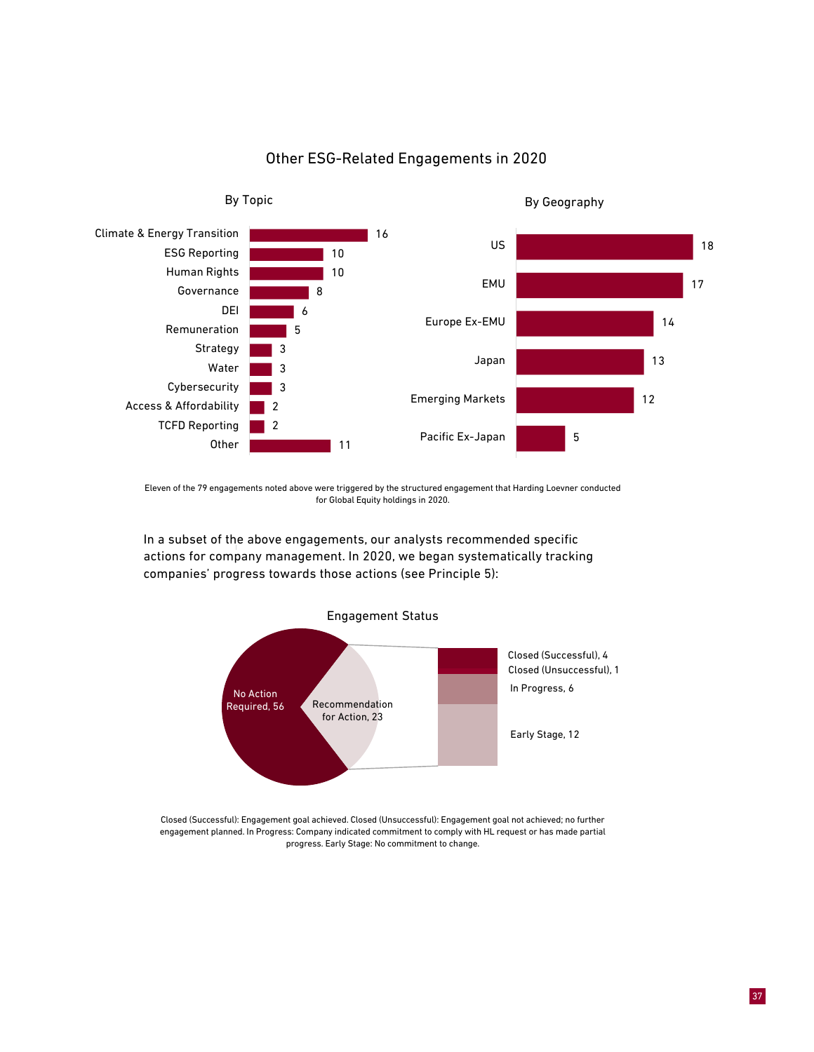## Other ESG-Related Engagements in 2020

**By Topic**

| Topic | Engagements |
|---|---|
| Climate & Energy Transition | 16 |
| ESG Reporting | 10 |
| Human Rights | 10 |
| Governance | 8 |
| DEI | 6 |
| Remuneration | 5 |
| Strategy | 3 |
| Water | 3 |
| Cybersecurity | 3 |
| Access & Affordability | 2 |
| TCFD Reporting | 2 |
| Other | 11 |

**By Geography**

| Geography | Engagements |
|---|---|
| US | 18 |
| EMU | 17 |
| Europe Ex-EMU | 14 |
| Japan | 13 |
| Emerging Markets | 12 |
| Pacific Ex-Japan | 5 |

Eleven of the 79 engagements noted above were triggered by the structured engagement that Harding Loevner conducted for Global Equity holdings in 2020.

In a subset of the above engagements, our analysts recommended specific actions for company management. In 2020, we began systematically tracking companies' progress towards those actions (see Principle 5):

**Engagement Status**

| Status | Count |
|---|---|
| No Action Required | 56 |
| Recommendation for Action | 23 |
| – Closed (Successful) | 4 |
| – Closed (Unsuccessful) | 1 |
| – In Progress | 6 |
| – Early Stage | 12 |

Closed (Successful): Engagement goal achieved. Closed (Unsuccessful): Engagement goal not achieved; no further engagement planned. In Progress: Company indicated commitment to comply with HL request or has made partial progress. Early Stage: No commitment to change.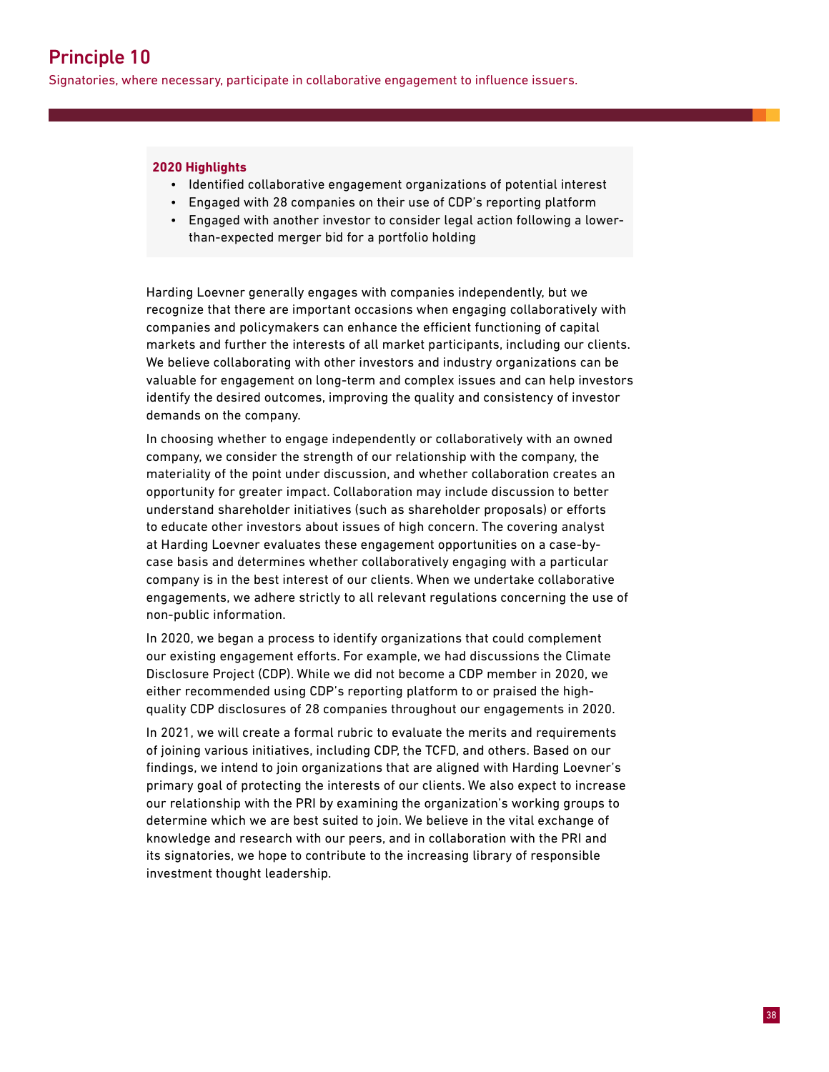# Principle 10

Signatories, where necessary, participate in collaborative engagement to influence issuers.

**2020 Highlights**

- Identified collaborative engagement organizations of potential interest
- Engaged with 28 companies on their use of CDP's reporting platform
- Engaged with another investor to consider legal action following a lower-than-expected merger bid for a portfolio holding

Harding Loevner generally engages with companies independently, but we recognize that there are important occasions when engaging collaboratively with companies and policymakers can enhance the efficient functioning of capital markets and further the interests of all market participants, including our clients. We believe collaborating with other investors and industry organizations can be valuable for engagement on long-term and complex issues and can help investors identify the desired outcomes, improving the quality and consistency of investor demands on the company.

In choosing whether to engage independently or collaboratively with an owned company, we consider the strength of our relationship with the company, the materiality of the point under discussion, and whether collaboration creates an opportunity for greater impact. Collaboration may include discussion to better understand shareholder initiatives (such as shareholder proposals) or efforts to educate other investors about issues of high concern. The covering analyst at Harding Loevner evaluates these engagement opportunities on a case-by-case basis and determines whether collaboratively engaging with a particular company is in the best interest of our clients. When we undertake collaborative engagements, we adhere strictly to all relevant regulations concerning the use of non-public information.

In 2020, we began a process to identify organizations that could complement our existing engagement efforts. For example, we had discussions the Climate Disclosure Project (CDP). While we did not become a CDP member in 2020, we either recommended using CDP's reporting platform to or praised the high-quality CDP disclosures of 28 companies throughout our engagements in 2020.

In 2021, we will create a formal rubric to evaluate the merits and requirements of joining various initiatives, including CDP, the TCFD, and others. Based on our findings, we intend to join organizations that are aligned with Harding Loevner's primary goal of protecting the interests of our clients. We also expect to increase our relationship with the PRI by examining the organization's working groups to determine which we are best suited to join. We believe in the vital exchange of knowledge and research with our peers, and in collaboration with the PRI and its signatories, we hope to contribute to the increasing library of responsible investment thought leadership.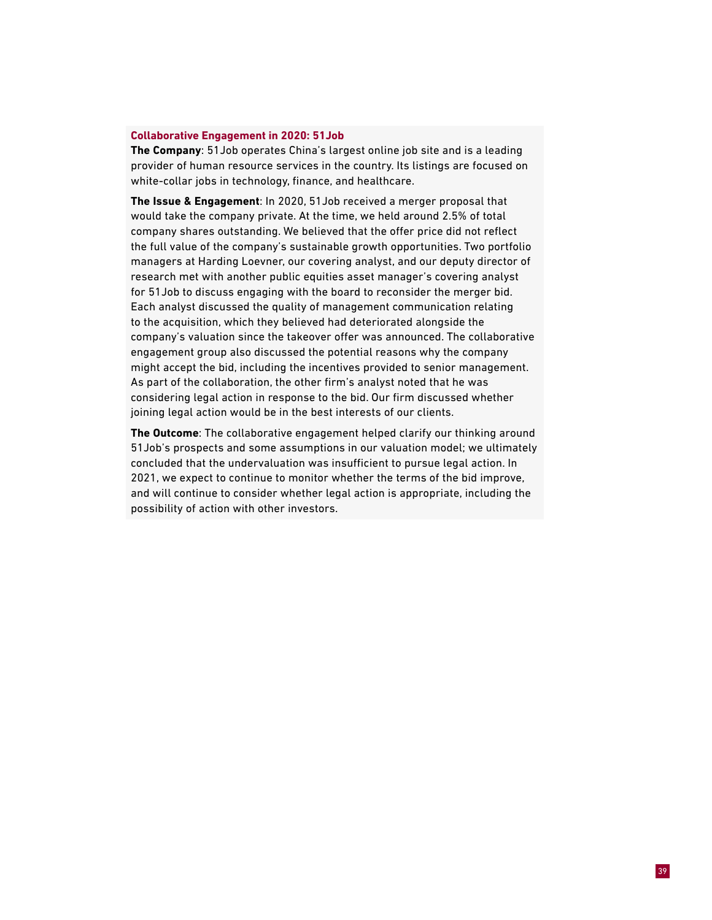### Collaborative Engagement in 2020: 51Job

**The Company**: 51Job operates China's largest online job site and is a leading provider of human resource services in the country. Its listings are focused on white-collar jobs in technology, finance, and healthcare.

**The Issue & Engagement**: In 2020, 51Job received a merger proposal that would take the company private. At the time, we held around 2.5% of total company shares outstanding. We believed that the offer price did not reflect the full value of the company's sustainable growth opportunities. Two portfolio managers at Harding Loevner, our covering analyst, and our deputy director of research met with another public equities asset manager's covering analyst for 51Job to discuss engaging with the board to reconsider the merger bid. Each analyst discussed the quality of management communication relating to the acquisition, which they believed had deteriorated alongside the company's valuation since the takeover offer was announced. The collaborative engagement group also discussed the potential reasons why the company might accept the bid, including the incentives provided to senior management. As part of the collaboration, the other firm's analyst noted that he was considering legal action in response to the bid. Our firm discussed whether joining legal action would be in the best interests of our clients.

**The Outcome**: The collaborative engagement helped clarify our thinking around 51Job's prospects and some assumptions in our valuation model; we ultimately concluded that the undervaluation was insufficient to pursue legal action. In 2021, we expect to continue to monitor whether the terms of the bid improve, and will continue to consider whether legal action is appropriate, including the possibility of action with other investors.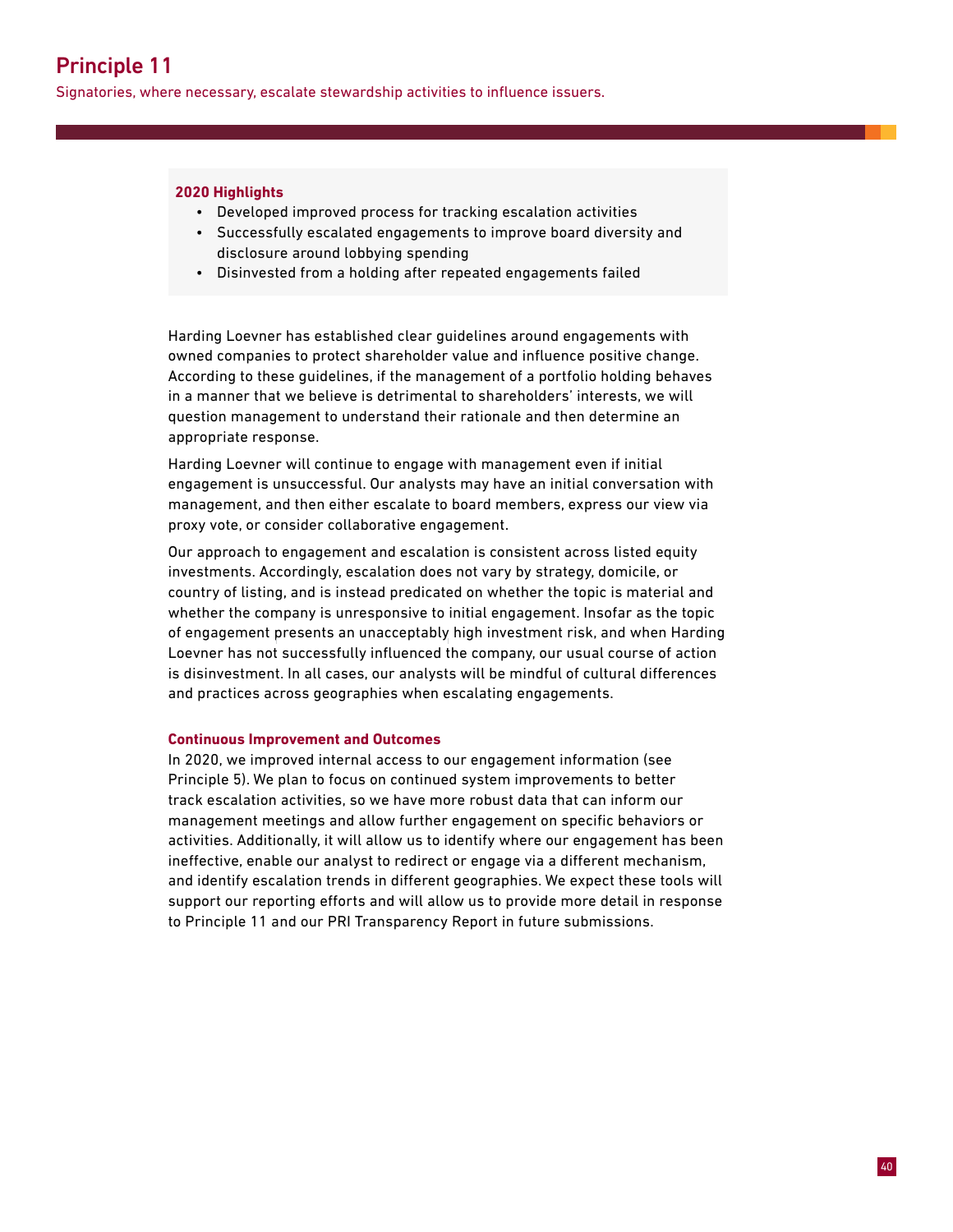# Principle 11

Signatories, where necessary, escalate stewardship activities to influence issuers.

**2020 Highlights**

- Developed improved process for tracking escalation activities
- Successfully escalated engagements to improve board diversity and disclosure around lobbying spending
- Disinvested from a holding after repeated engagements failed

Harding Loevner has established clear guidelines around engagements with owned companies to protect shareholder value and influence positive change. According to these guidelines, if the management of a portfolio holding behaves in a manner that we believe is detrimental to shareholders' interests, we will question management to understand their rationale and then determine an appropriate response.

Harding Loevner will continue to engage with management even if initial engagement is unsuccessful. Our analysts may have an initial conversation with management, and then either escalate to board members, express our view via proxy vote, or consider collaborative engagement.

Our approach to engagement and escalation is consistent across listed equity investments. Accordingly, escalation does not vary by strategy, domicile, or country of listing, and is instead predicated on whether the topic is material and whether the company is unresponsive to initial engagement. Insofar as the topic of engagement presents an unacceptably high investment risk, and when Harding Loevner has not successfully influenced the company, our usual course of action is disinvestment. In all cases, our analysts will be mindful of cultural differences and practices across geographies when escalating engagements.

**Continuous Improvement and Outcomes**

In 2020, we improved internal access to our engagement information (see Principle 5). We plan to focus on continued system improvements to better track escalation activities, so we have more robust data that can inform our management meetings and allow further engagement on specific behaviors or activities. Additionally, it will allow us to identify where our engagement has been ineffective, enable our analyst to redirect or engage via a different mechanism, and identify escalation trends in different geographies. We expect these tools will support our reporting efforts and will allow us to provide more detail in response to Principle 11 and our PRI Transparency Report in future submissions.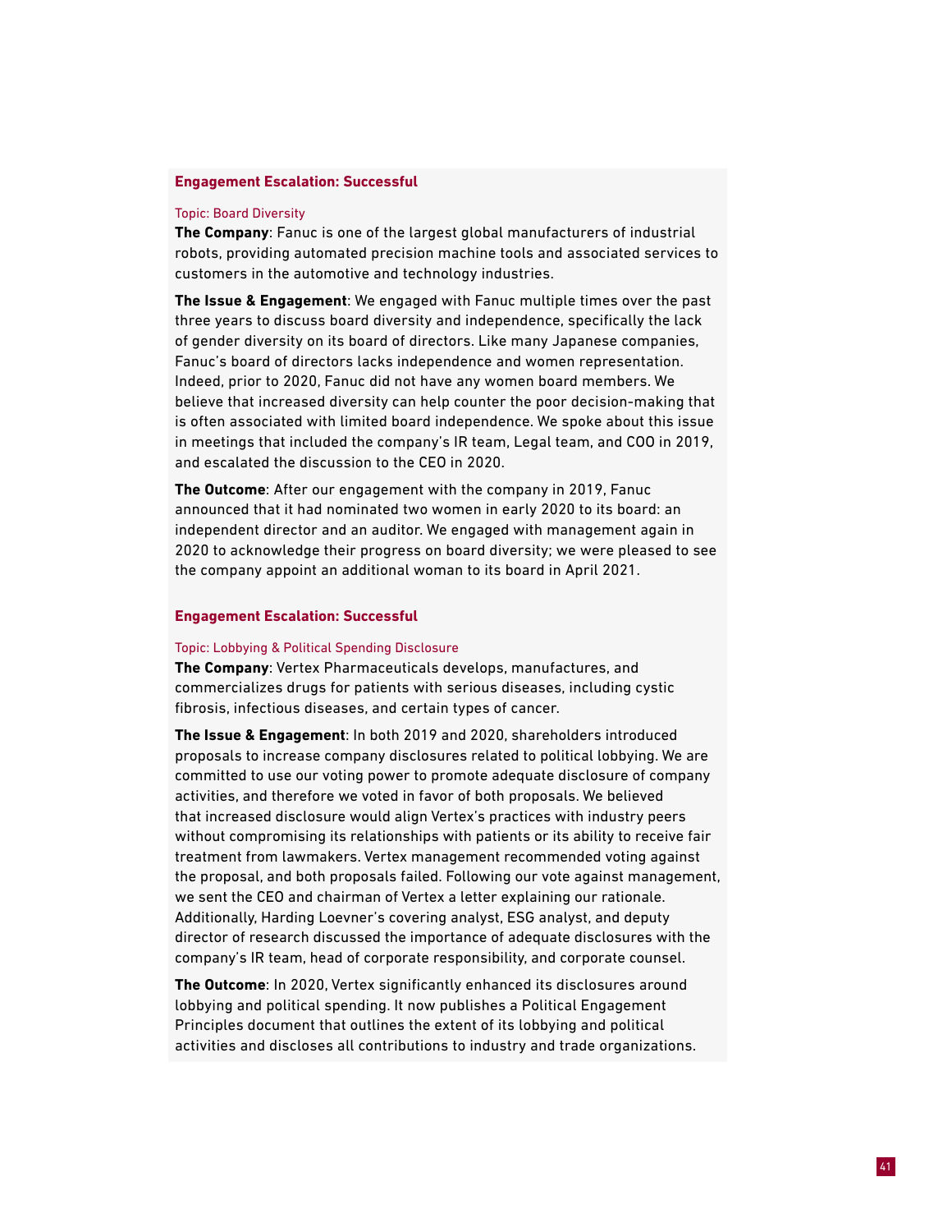### Engagement Escalation: Successful

Topic: Board Diversity

**The Company**: Fanuc is one of the largest global manufacturers of industrial robots, providing automated precision machine tools and associated services to customers in the automotive and technology industries.

**The Issue & Engagement**: We engaged with Fanuc multiple times over the past three years to discuss board diversity and independence, specifically the lack of gender diversity on its board of directors. Like many Japanese companies, Fanuc's board of directors lacks independence and women representation. Indeed, prior to 2020, Fanuc did not have any women board members. We believe that increased diversity can help counter the poor decision-making that is often associated with limited board independence. We spoke about this issue in meetings that included the company's IR team, Legal team, and COO in 2019, and escalated the discussion to the CEO in 2020.

**The Outcome**: After our engagement with the company in 2019, Fanuc announced that it had nominated two women in early 2020 to its board: an independent director and an auditor. We engaged with management again in 2020 to acknowledge their progress on board diversity; we were pleased to see the company appoint an additional woman to its board in April 2021.

### Engagement Escalation: Successful

Topic: Lobbying & Political Spending Disclosure

**The Company**: Vertex Pharmaceuticals develops, manufactures, and commercializes drugs for patients with serious diseases, including cystic fibrosis, infectious diseases, and certain types of cancer.

**The Issue & Engagement**: In both 2019 and 2020, shareholders introduced proposals to increase company disclosures related to political lobbying. We are committed to use our voting power to promote adequate disclosure of company activities, and therefore we voted in favor of both proposals. We believed that increased disclosure would align Vertex's practices with industry peers without compromising its relationships with patients or its ability to receive fair treatment from lawmakers. Vertex management recommended voting against the proposal, and both proposals failed. Following our vote against management, we sent the CEO and chairman of Vertex a letter explaining our rationale. Additionally, Harding Loevner's covering analyst, ESG analyst, and deputy director of research discussed the importance of adequate disclosures with the company's IR team, head of corporate responsibility, and corporate counsel.

**The Outcome**: In 2020, Vertex significantly enhanced its disclosures around lobbying and political spending. It now publishes a Political Engagement Principles document that outlines the extent of its lobbying and political activities and discloses all contributions to industry and trade organizations.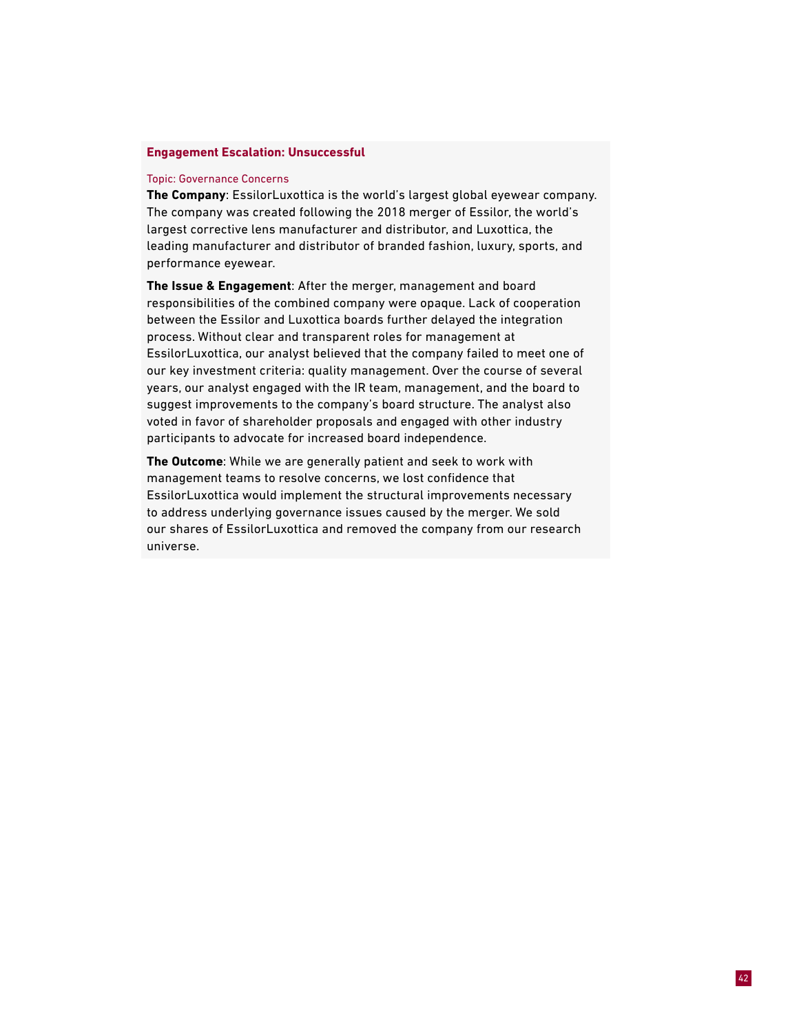### Engagement Escalation: Unsuccessful

Topic: Governance Concerns

**The Company**: EssilorLuxottica is the world's largest global eyewear company. The company was created following the 2018 merger of Essilor, the world's largest corrective lens manufacturer and distributor, and Luxottica, the leading manufacturer and distributor of branded fashion, luxury, sports, and performance eyewear.

**The Issue & Engagement**: After the merger, management and board responsibilities of the combined company were opaque. Lack of cooperation between the Essilor and Luxottica boards further delayed the integration process. Without clear and transparent roles for management at EssilorLuxottica, our analyst believed that the company failed to meet one of our key investment criteria: quality management. Over the course of several years, our analyst engaged with the IR team, management, and the board to suggest improvements to the company's board structure. The analyst also voted in favor of shareholder proposals and engaged with other industry participants to advocate for increased board independence.

**The Outcome**: While we are generally patient and seek to work with management teams to resolve concerns, we lost confidence that EssilorLuxottica would implement the structural improvements necessary to address underlying governance issues caused by the merger. We sold our shares of EssilorLuxottica and removed the company from our research universe.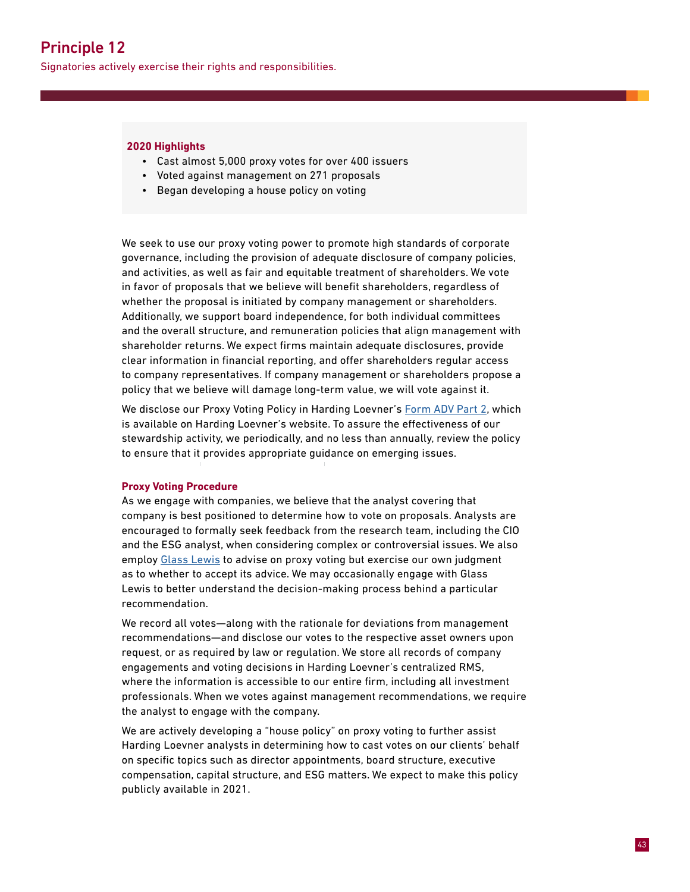# Principle 12

Signatories actively exercise their rights and responsibilities.

**2020 Highlights**

- Cast almost 5,000 proxy votes for over 400 issuers
- Voted against management on 271 proposals
- Began developing a house policy on voting

We seek to use our proxy voting power to promote high standards of corporate governance, including the provision of adequate disclosure of company policies, and activities, as well as fair and equitable treatment of shareholders. We vote in favor of proposals that we believe will benefit shareholders, regardless of whether the proposal is initiated by company management or shareholders. Additionally, we support board independence, for both individual committees and the overall structure, and remuneration policies that align management with shareholder returns. We expect firms maintain adequate disclosures, provide clear information in financial reporting, and offer shareholders regular access to company representatives. If company management or shareholders propose a policy that we believe will damage long-term value, we will vote against it.

We disclose our Proxy Voting Policy in Harding Loevner's Form ADV Part 2, which is available on Harding Loevner's website. To assure the effectiveness of our stewardship activity, we periodically, and no less than annually, review the policy to ensure that it provides appropriate guidance on emerging issues.

### Proxy Voting Procedure

As we engage with companies, we believe that the analyst covering that company is best positioned to determine how to vote on proposals. Analysts are encouraged to formally seek feedback from the research team, including the CIO and the ESG analyst, when considering complex or controversial issues. We also employ Glass Lewis to advise on proxy voting but exercise our own judgment as to whether to accept its advice. We may occasionally engage with Glass Lewis to better understand the decision-making process behind a particular recommendation.

We record all votes—along with the rationale for deviations from management recommendations—and disclose our votes to the respective asset owners upon request, or as required by law or regulation. We store all records of company engagements and voting decisions in Harding Loevner's centralized RMS, where the information is accessible to our entire firm, including all investment professionals. When we votes against management recommendations, we require the analyst to engage with the company.

We are actively developing a "house policy" on proxy voting to further assist Harding Loevner analysts in determining how to cast votes on our clients' behalf on specific topics such as director appointments, board structure, executive compensation, capital structure, and ESG matters. We expect to make this policy publicly available in 2021.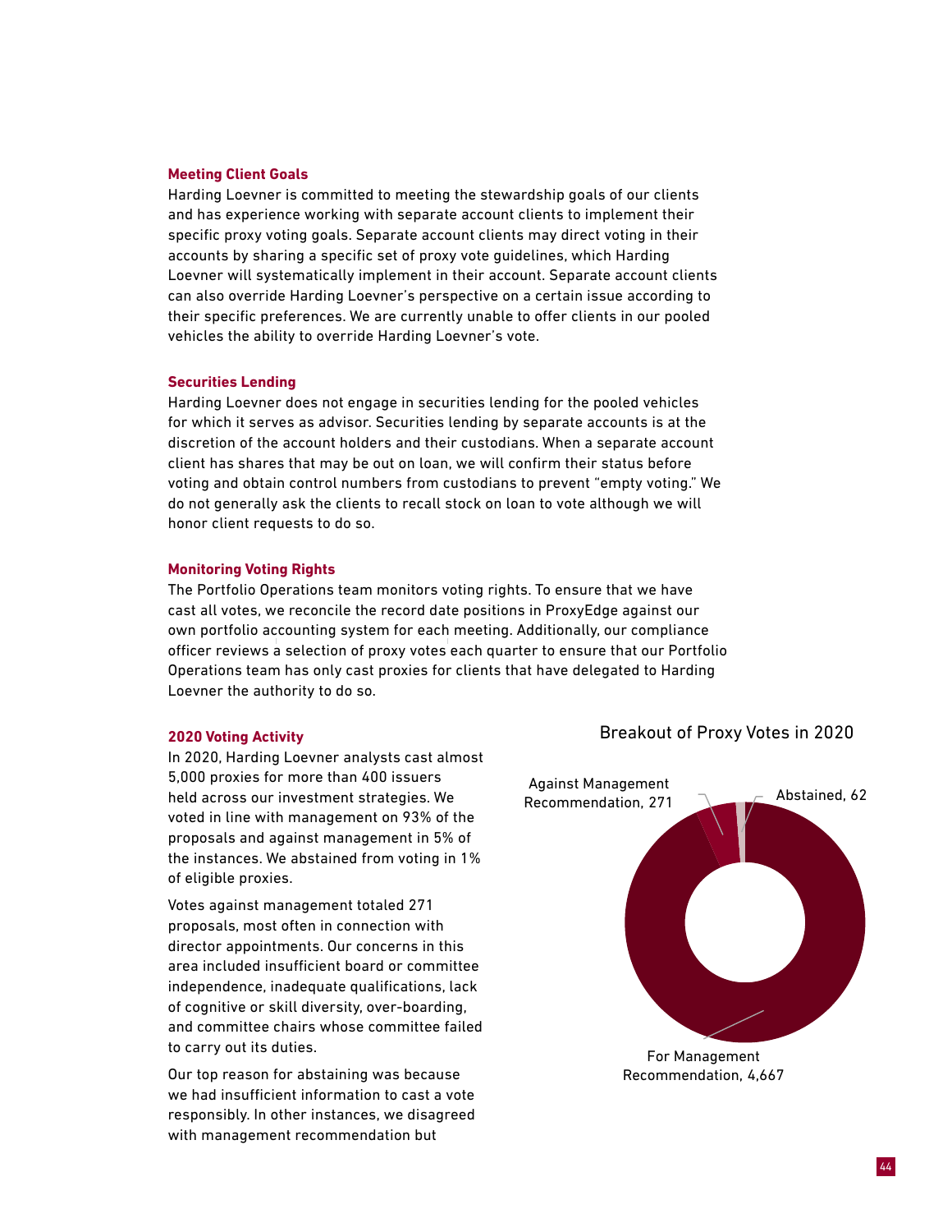### Meeting Client Goals

Harding Loevner is committed to meeting the stewardship goals of our clients and has experience working with separate account clients to implement their specific proxy voting goals. Separate account clients may direct voting in their accounts by sharing a specific set of proxy vote guidelines, which Harding Loevner will systematically implement in their account. Separate account clients can also override Harding Loevner's perspective on a certain issue according to their specific preferences. We are currently unable to offer clients in our pooled vehicles the ability to override Harding Loevner's vote.

### Securities Lending

Harding Loevner does not engage in securities lending for the pooled vehicles for which it serves as advisor. Securities lending by separate accounts is at the discretion of the account holders and their custodians. When a separate account client has shares that may be out on loan, we will confirm their status before voting and obtain control numbers from custodians to prevent "empty voting." We do not generally ask the clients to recall stock on loan to vote although we will honor client requests to do so.

### Monitoring Voting Rights

The Portfolio Operations team monitors voting rights. To ensure that we have cast all votes, we reconcile the record date positions in ProxyEdge against our own portfolio accounting system for each meeting. Additionally, our compliance officer reviews a selection of proxy votes each quarter to ensure that our Portfolio Operations team has only cast proxies for clients that have delegated to Harding Loevner the authority to do so.

### 2020 Voting Activity

In 2020, Harding Loevner analysts cast almost 5,000 proxies for more than 400 issuers held across our investment strategies. We voted in line with management on 93% of the proposals and against management in 5% of the instances. We abstained from voting in 1% of eligible proxies.

Votes against management totaled 271 proposals, most often in connection with director appointments. Our concerns in this area included insufficient board or committee independence, inadequate qualifications, lack of cognitive or skill diversity, over-boarding, and committee chairs whose committee failed to carry out its duties.

Our top reason for abstaining was because we had insufficient information to cast a vote responsibly. In other instances, we disagreed with management recommendation but

**Breakout of Proxy Votes in 2020**

| Category | Votes |
|---|---|
| For Management Recommendation | 4,667 |
| Against Management Recommendation | 271 |
| Abstained | 62 |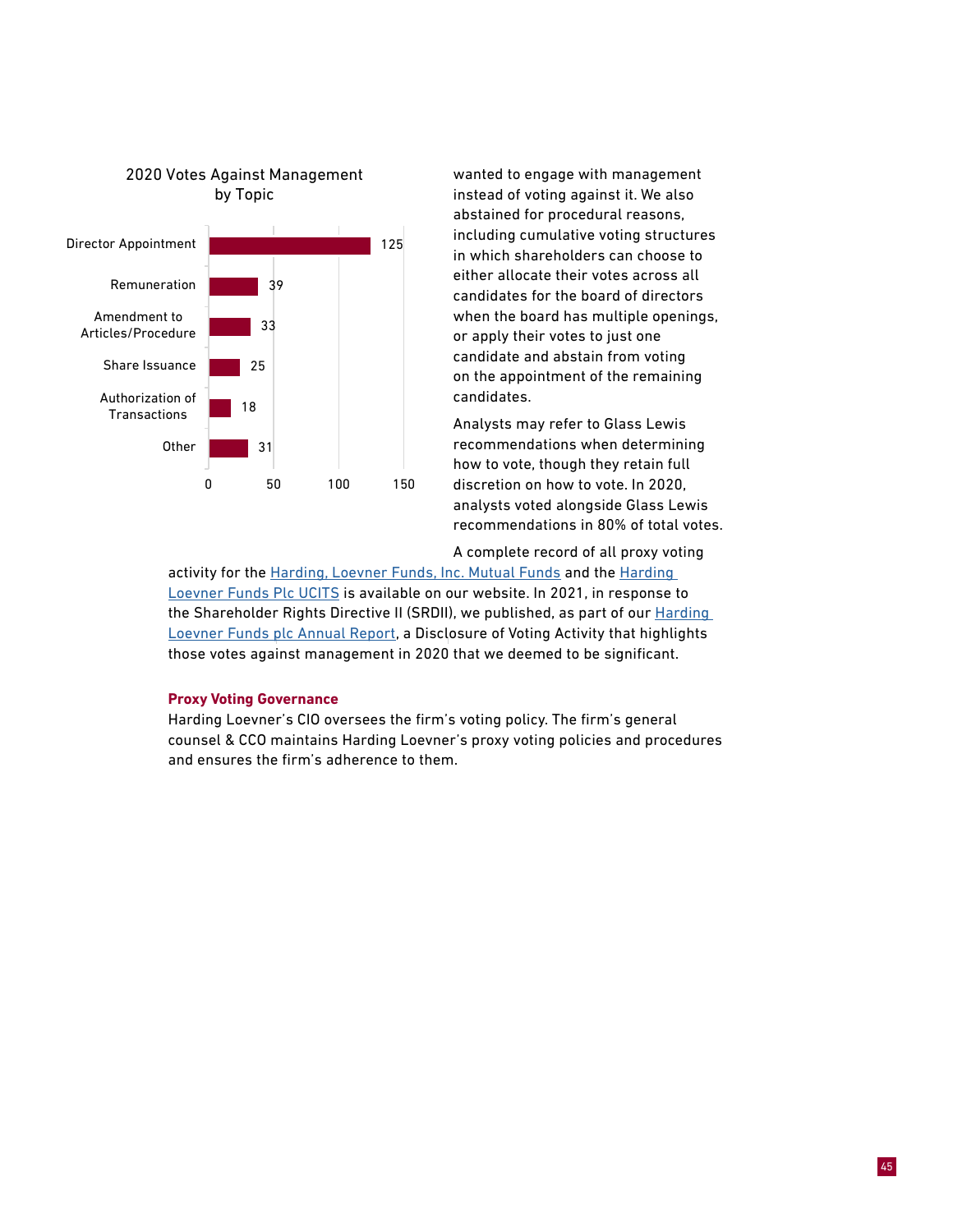2020 Votes Against Management by Topic

| Topic | Votes |
| --- | --- |
| Director Appointment | 125 |
| Remuneration | 39 |
| Amendment to Articles/Procedure | 33 |
| Share Issuance | 25 |
| Authorization of Transactions | 18 |
| Other | 31 |

wanted to engage with management instead of voting against it. We also abstained for procedural reasons, including cumulative voting structures in which shareholders can choose to either allocate their votes across all candidates for the board of directors when the board has multiple openings, or apply their votes to just one candidate and abstain from voting on the appointment of the remaining candidates.

Analysts may refer to Glass Lewis recommendations when determining how to vote, though they retain full discretion on how to vote. In 2020, analysts voted alongside Glass Lewis recommendations in 80% of total votes.

A complete record of all proxy voting activity for the Harding, Loevner Funds, Inc. Mutual Funds and the Harding Loevner Funds Plc UCITS is available on our website. In 2021, in response to the Shareholder Rights Directive II (SRDII), we published, as part of our Harding Loevner Funds plc Annual Report, a Disclosure of Voting Activity that highlights those votes against management in 2020 that we deemed to be significant.

### Proxy Voting Governance

Harding Loevner's CIO oversees the firm's voting policy. The firm's general counsel & CCO maintains Harding Loevner's proxy voting policies and procedures and ensures the firm's adherence to them.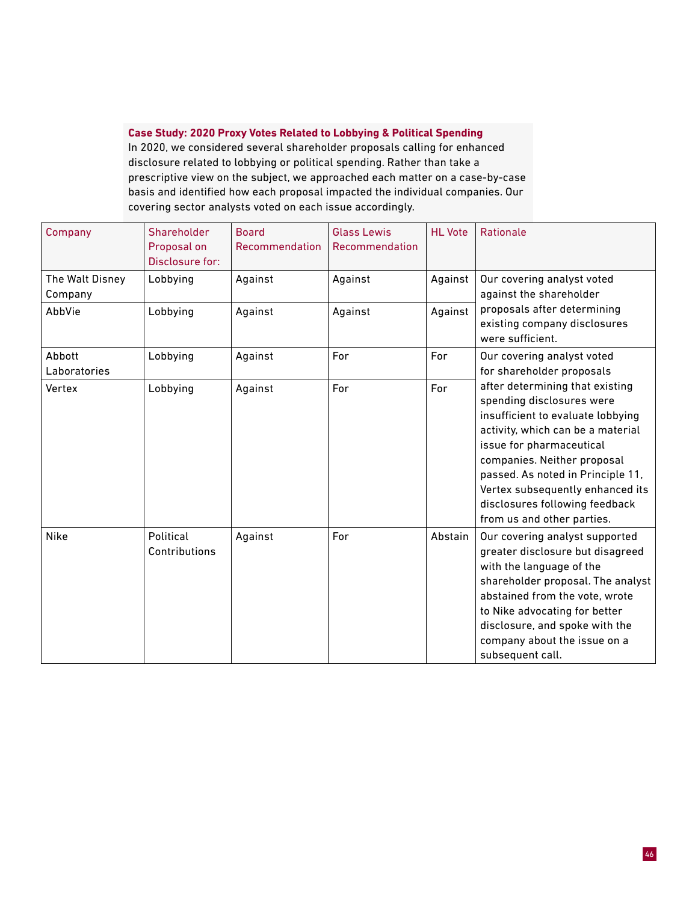**Case Study: 2020 Proxy Votes Related to Lobbying & Political Spending**

In 2020, we considered several shareholder proposals calling for enhanced disclosure related to lobbying or political spending. Rather than take a prescriptive view on the subject, we approached each matter on a case-by-case basis and identified how each proposal impacted the individual companies. Our covering sector analysts voted on each issue accordingly.

| Company | Shareholder Proposal on Disclosure for: | Board Recommendation | Glass Lewis Recommendation | HL Vote | Rationale |
|---|---|---|---|---|---|
| The Walt Disney Company | Lobbying | Against | Against | Against | Our covering analyst voted against the shareholder proposals after determining existing company disclosures were sufficient. |
| AbbVie | Lobbying | Against | Against | Against | |
| Abbott Laboratories | Lobbying | Against | For | For | Our covering analyst voted for shareholder proposals after determining that existing spending disclosures were insufficient to evaluate lobbying activity, which can be a material issue for pharmaceutical companies. Neither proposal passed. As noted in Principle 11, Vertex subsequently enhanced its disclosures following feedback from us and other parties. |
| Vertex | Lobbying | Against | For | For | |
| Nike | Political Contributions | Against | For | Abstain | Our covering analyst supported greater disclosure but disagreed with the language of the shareholder proposal. The analyst abstained from the vote, wrote to Nike advocating for better disclosure, and spoke with the company about the issue on a subsequent call. |